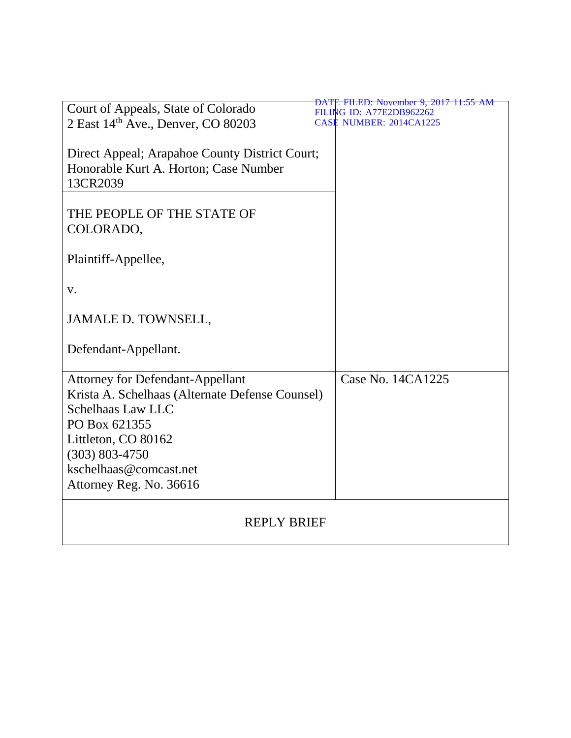DATE FILED: November 9, 2017 11:55 AM
FILING ID: A77E2DB962262
CASE NUMBER: 2014CA1225

Court of Appeals, State of Colorado
2 East 14th Ave., Denver, CO 80203

Direct Appeal; Arapahoe County District Court; Honorable Kurt A. Horton; Case Number 13CR2039

THE PEOPLE OF THE STATE OF COLORADO,

Plaintiff-Appellee,

v.

JAMALE D. TOWNSELL,

Defendant-Appellant.

Attorney for Defendant-Appellant
Krista A. Schelhaas (Alternate Defense Counsel)
Schelhaas Law LLC
PO Box 621355
Littleton, CO 80162
(303) 803-4750
kschelhaas@comcast.net
Attorney Reg. No. 36616

Case No. 14CA1225

# REPLY BRIEF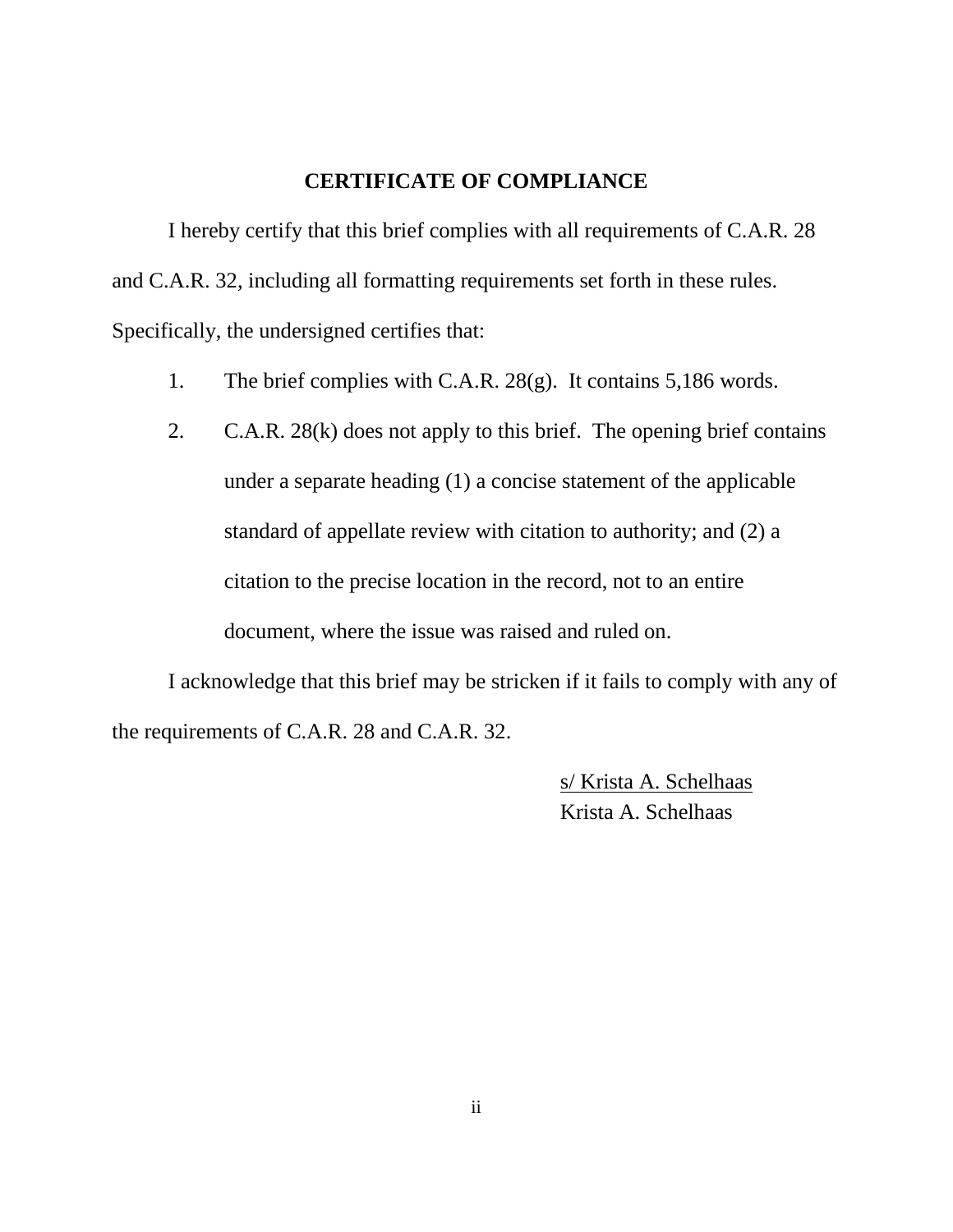## CERTIFICATE OF COMPLIANCE

I hereby certify that this brief complies with all requirements of C.A.R. 28 and C.A.R. 32, including all formatting requirements set forth in these rules. Specifically, the undersigned certifies that:

1. The brief complies with C.A.R. 28(g). It contains 5,186 words.

2. C.A.R. 28(k) does not apply to this brief. The opening brief contains under a separate heading (1) a concise statement of the applicable standard of appellate review with citation to authority; and (2) a citation to the precise location in the record, not to an entire document, where the issue was raised and ruled on.

I acknowledge that this brief may be stricken if it fails to comply with any of the requirements of C.A.R. 28 and C.A.R. 32.

s/ Krista A. Schelhaas
Krista A. Schelhaas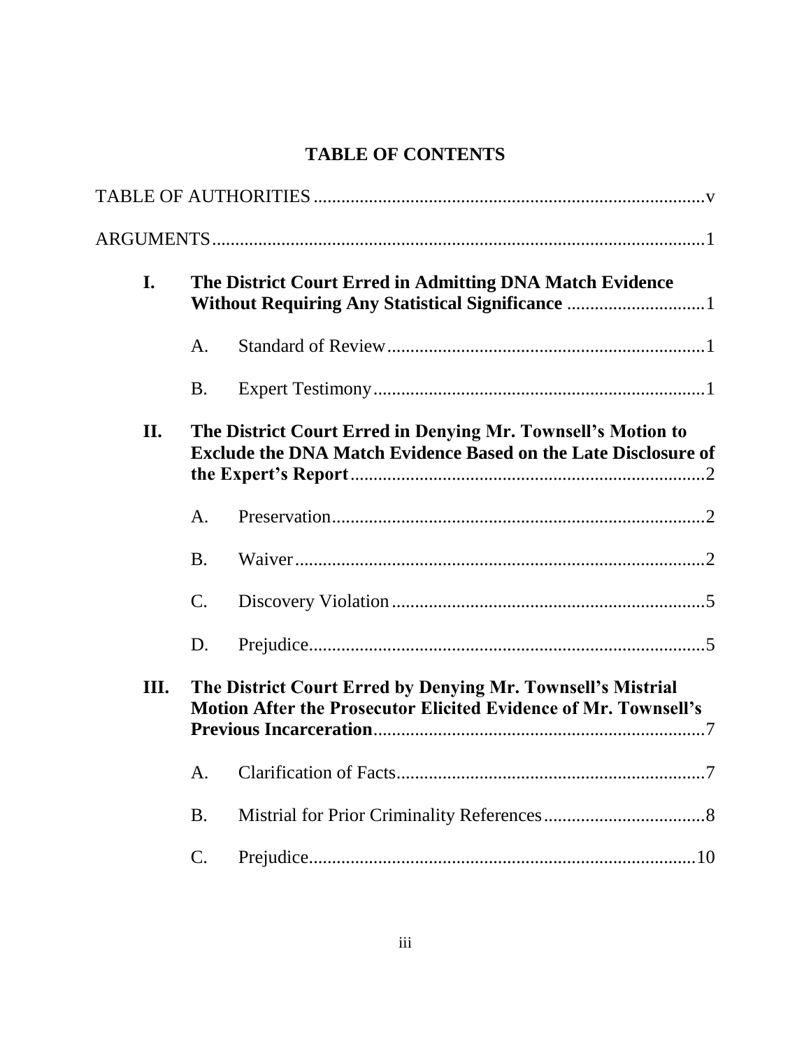# TABLE OF CONTENTS

TABLE OF AUTHORITIES ..................................................................................... v

ARGUMENTS ........................................................................................................... 1

**I. The District Court Erred in Admitting DNA Match Evidence Without Requiring Any Statistical Significance** ............................. 1

  A. Standard of Review ..................................................................... 1

  B. Expert Testimony ........................................................................ 1

**II. The District Court Erred in Denying Mr. Townsell's Motion to Exclude the DNA Match Evidence Based on the Late Disclosure of the Expert's Report** ............................................................................. 2

  A. Preservation ................................................................................. 2

  B. Waiver ......................................................................................... 2

  C. Discovery Violation .................................................................... 5

  D. Prejudice ...................................................................................... 5

**III. The District Court Erred by Denying Mr. Townsell's Mistrial Motion After the Prosecutor Elicited Evidence of Mr. Townsell's Previous Incarceration** ........................................................................ 7

  A. Clarification of Facts ................................................................... 7

  B. Mistrial for Prior Criminality References ................................... 8

  C. Prejudice ...................................................................................... 10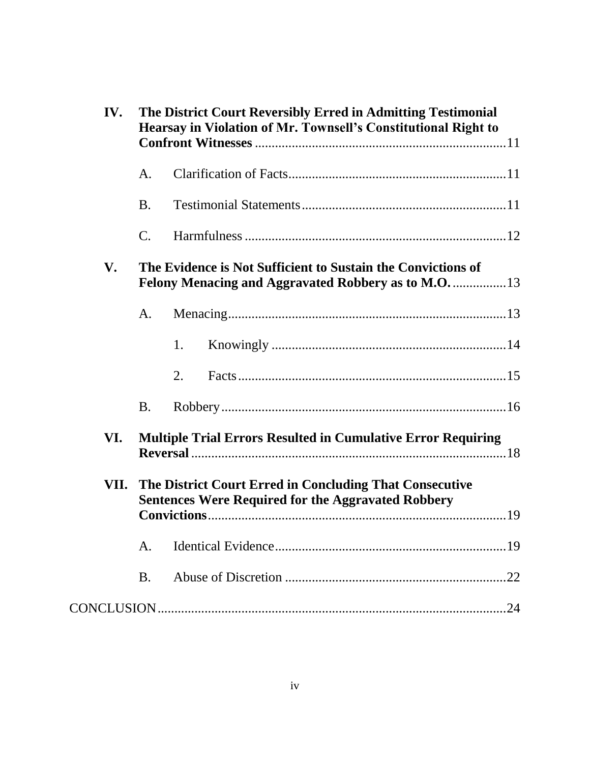**IV. The District Court Reversibly Erred in Admitting Testimonial Hearsay in Violation of Mr. Townsell's Constitutional Right to Confront Witnesses** .......... 11

- A. Clarification of Facts .......... 11
- B. Testimonial Statements .......... 11
- C. Harmfulness .......... 12

**V. The Evidence is Not Sufficient to Sustain the Convictions of Felony Menacing and Aggravated Robbery as to M.O.** .......... 13

- A. Menacing .......... 13
  - 1. Knowingly .......... 14
  - 2. Facts .......... 15
- B. Robbery .......... 16

**VI. Multiple Trial Errors Resulted in Cumulative Error Requiring Reversal** .......... 18

**VII. The District Court Erred in Concluding That Consecutive Sentences Were Required for the Aggravated Robbery Convictions** .......... 19

- A. Identical Evidence .......... 19
- B. Abuse of Discretion .......... 22

CONCLUSION .......... 24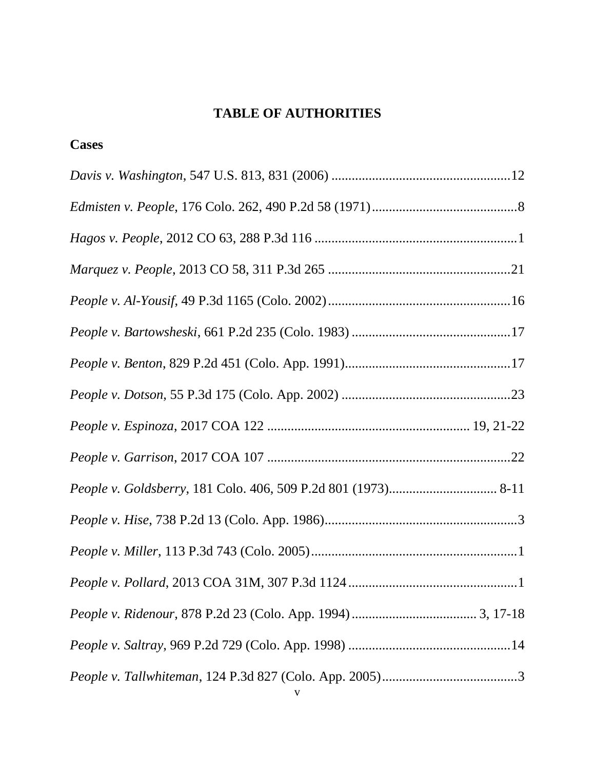# TABLE OF AUTHORITIES

**Cases**

*Davis v. Washington*, 547 U.S. 813, 831 (2006) .....................................................12

*Edmisten v. People*, 176 Colo. 262, 490 P.2d 58 (1971)...........................................8

*Hagos v. People*, 2012 CO 63, 288 P.3d 116 ...........................................................1

*Marquez v. People*, 2013 CO 58, 311 P.3d 265 ......................................................21

*People v. Al-Yousif*, 49 P.3d 1165 (Colo. 2002)......................................................16

*People v. Bartowsheski*, 661 P.2d 235 (Colo. 1983) ...............................................17

*People v. Benton*, 829 P.2d 451 (Colo. App. 1991).................................................17

*People v. Dotson*, 55 P.3d 175 (Colo. App. 2002) ..................................................23

*People v. Espinoza*, 2017 COA 122 ........................................................... 19, 21-22

*People v. Garrison*, 2017 COA 107 ........................................................................22

*People v. Goldsberry*, 181 Colo. 406, 509 P.2d 801 (1973)................................ 8-11

*People v. Hise*, 738 P.2d 13 (Colo. App. 1986).........................................................3

*People v. Miller*, 113 P.3d 743 (Colo. 2005).............................................................1

*People v. Pollard*, 2013 COA 31M, 307 P.3d 1124..................................................1

*People v. Ridenour*, 878 P.2d 23 (Colo. App. 1994)..................................... 3, 17-18

*People v. Saltray*, 969 P.2d 729 (Colo. App. 1998) ................................................14

*People v. Tallwhiteman*, 124 P.3d 827 (Colo. App. 2005)........................................3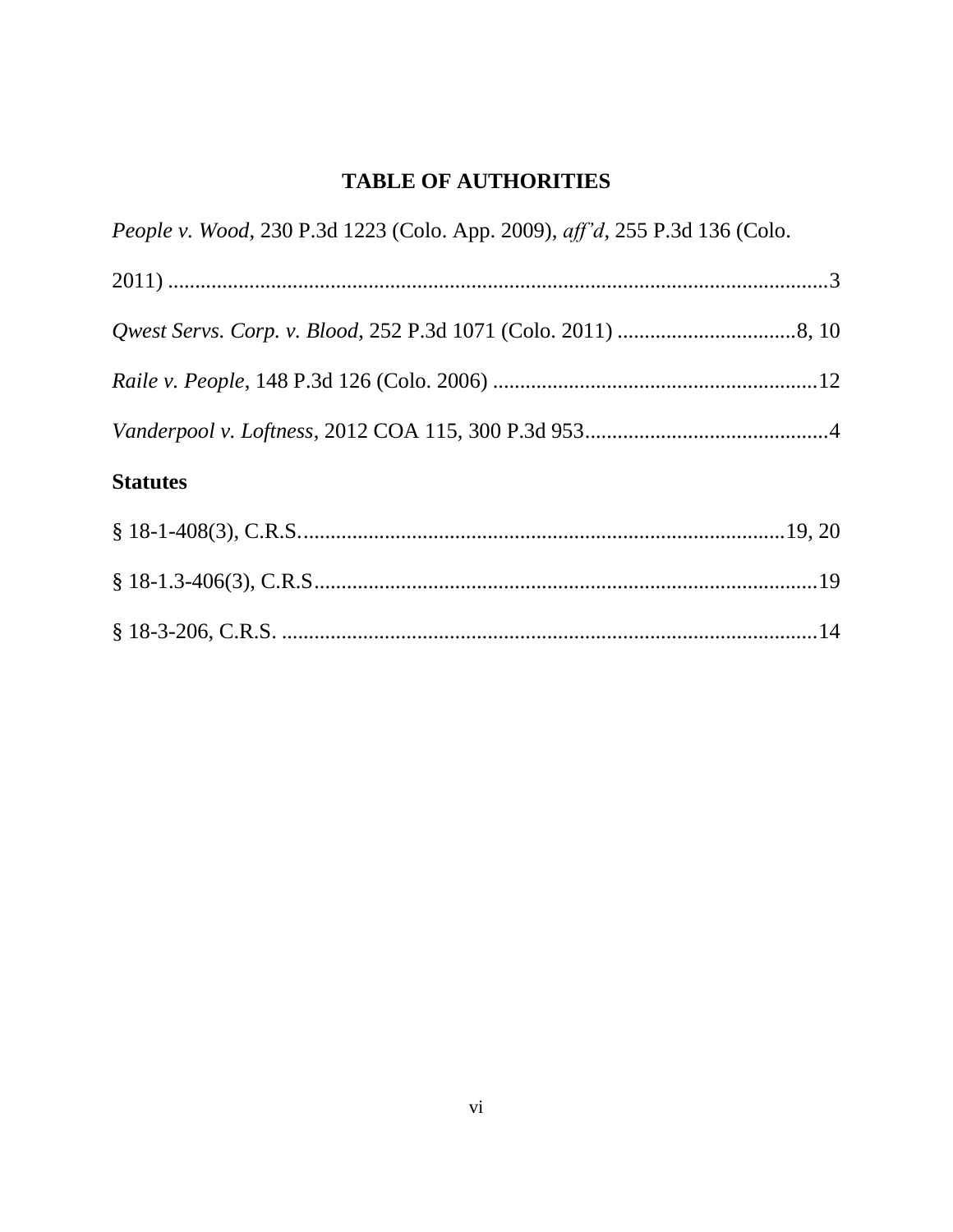# TABLE OF AUTHORITIES

*People v. Wood*, 230 P.3d 1223 (Colo. App. 2009), *aff'd*, 255 P.3d 136 (Colo. 2011) ....................................................................................................................3

*Qwest Servs. Corp. v. Blood*, 252 P.3d 1071 (Colo. 2011) .................................8, 10

*Raile v. People*, 148 P.3d 126 (Colo. 2006) ............................................................12

*Vanderpool v. Loftness*, 2012 COA 115, 300 P.3d 953.............................................4

**Statutes**

§ 18-1-408(3), C.R.S. .........................................................................................19, 20

§ 18-1.3-406(3), C.R.S.............................................................................................19

§ 18-3-206, C.R.S. ...................................................................................................14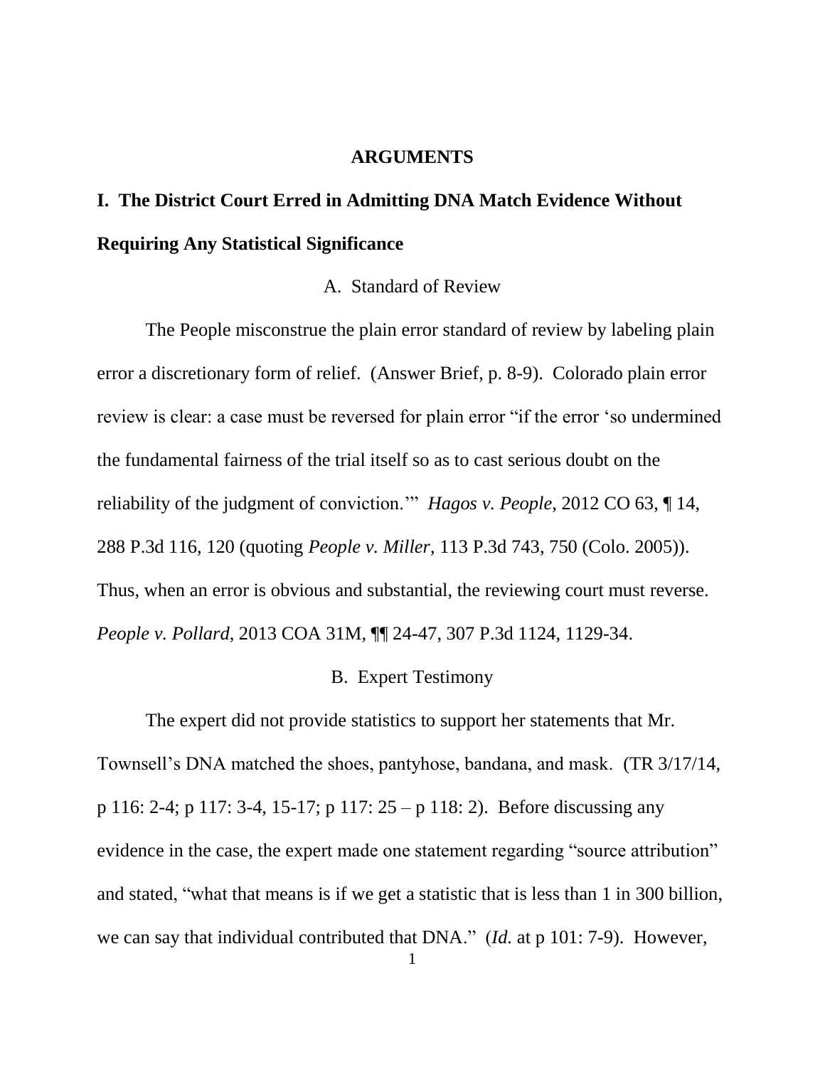# ARGUMENTS

## I. The District Court Erred in Admitting DNA Match Evidence Without Requiring Any Statistical Significance

### A. Standard of Review

The People misconstrue the plain error standard of review by labeling plain error a discretionary form of relief. (Answer Brief, p. 8-9). Colorado plain error review is clear: a case must be reversed for plain error "if the error 'so undermined the fundamental fairness of the trial itself so as to cast serious doubt on the reliability of the judgment of conviction.'" *Hagos v. People*, 2012 CO 63, ¶ 14, 288 P.3d 116, 120 (quoting *People v. Miller*, 113 P.3d 743, 750 (Colo. 2005)). Thus, when an error is obvious and substantial, the reviewing court must reverse. *People v. Pollard*, 2013 COA 31M, ¶¶ 24-47, 307 P.3d 1124, 1129-34.

### B. Expert Testimony

The expert did not provide statistics to support her statements that Mr. Townsell's DNA matched the shoes, pantyhose, bandana, and mask. (TR 3/17/14, p 116: 2-4; p 117: 3-4, 15-17; p 117: 25 – p 118: 2). Before discussing any evidence in the case, the expert made one statement regarding "source attribution" and stated, "what that means is if we get a statistic that is less than 1 in 300 billion, we can say that individual contributed that DNA." (*Id.* at p 101: 7-9). However,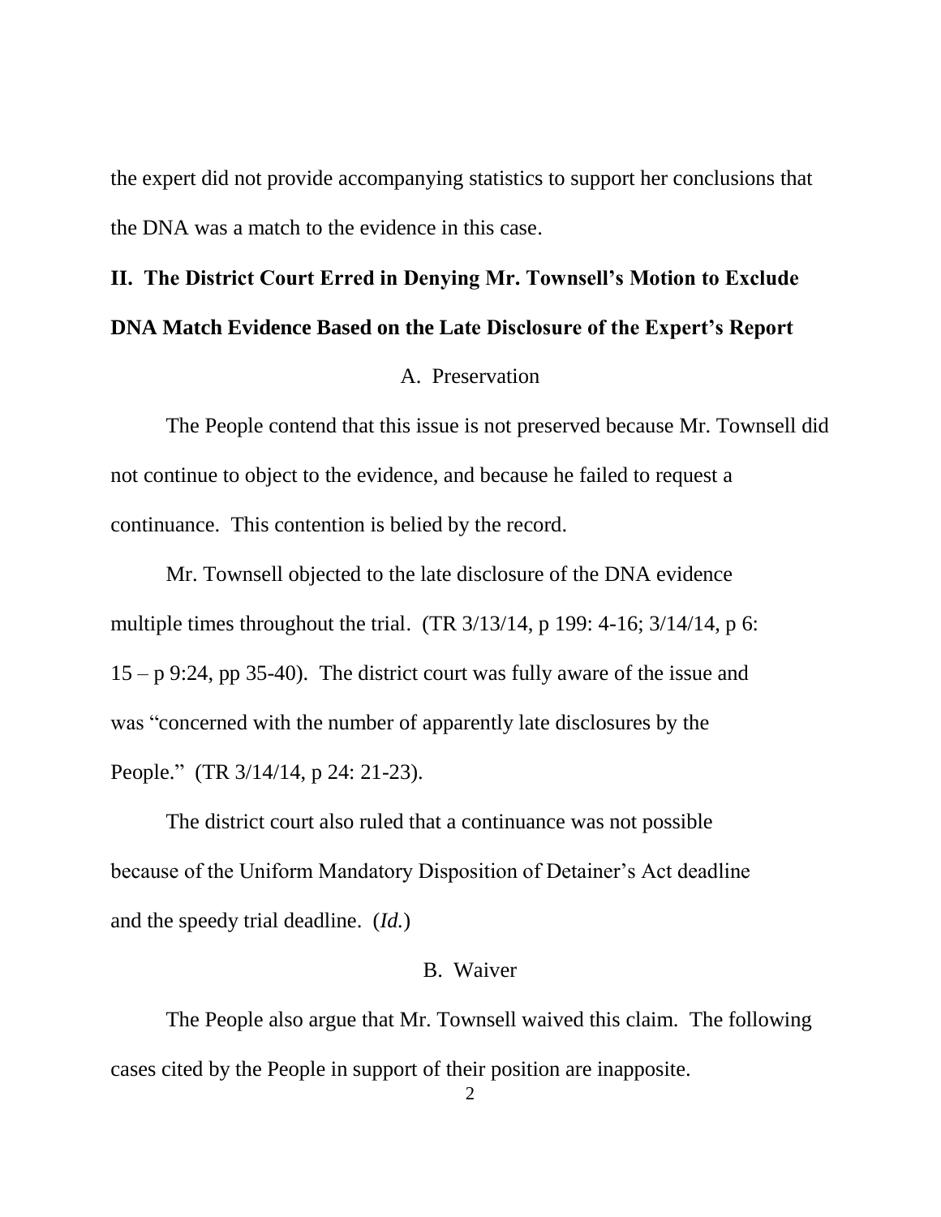the expert did not provide accompanying statistics to support her conclusions that the DNA was a match to the evidence in this case.

## II. The District Court Erred in Denying Mr. Townsell's Motion to Exclude DNA Match Evidence Based on the Late Disclosure of the Expert's Report

### A. Preservation

The People contend that this issue is not preserved because Mr. Townsell did not continue to object to the evidence, and because he failed to request a continuance. This contention is belied by the record.

Mr. Townsell objected to the late disclosure of the DNA evidence multiple times throughout the trial. (TR 3/13/14, p 199: 4-16; 3/14/14, p 6: 15 – p 9:24, pp 35-40). The district court was fully aware of the issue and was "concerned with the number of apparently late disclosures by the People." (TR 3/14/14, p 24: 21-23).

The district court also ruled that a continuance was not possible because of the Uniform Mandatory Disposition of Detainer's Act deadline and the speedy trial deadline. (*Id.*)

### B. Waiver

The People also argue that Mr. Townsell waived this claim. The following cases cited by the People in support of their position are inapposite.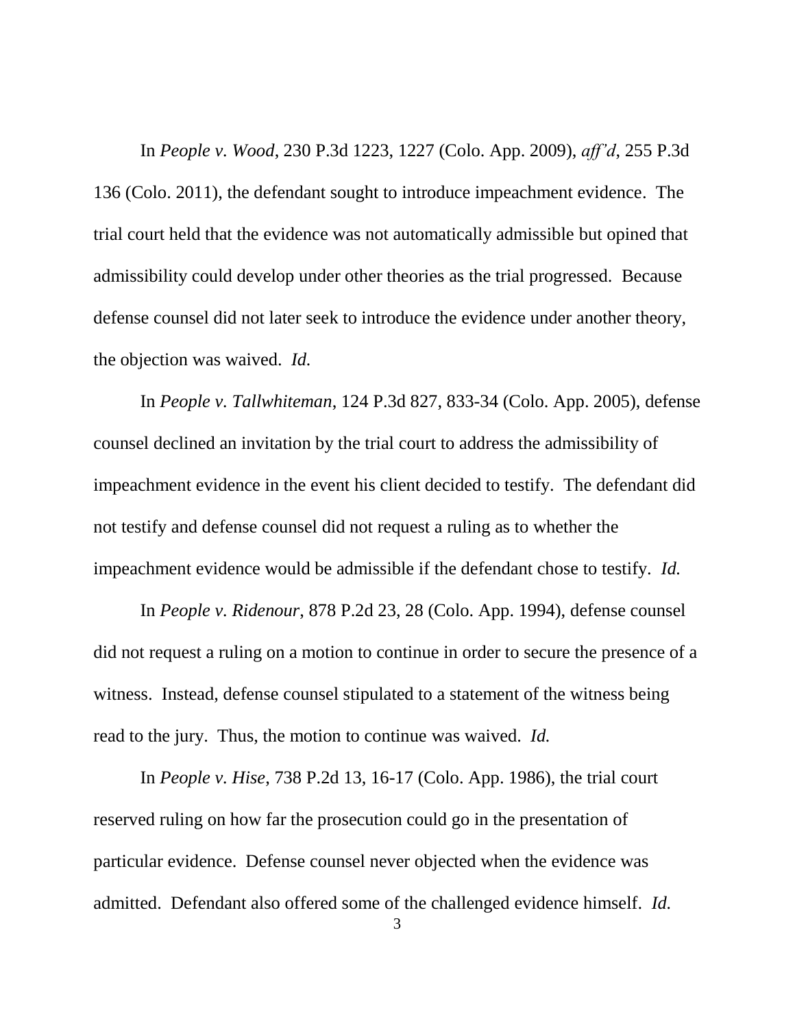In *People v. Wood*, 230 P.3d 1223, 1227 (Colo. App. 2009), *aff'd*, 255 P.3d 136 (Colo. 2011), the defendant sought to introduce impeachment evidence. The trial court held that the evidence was not automatically admissible but opined that admissibility could develop under other theories as the trial progressed. Because defense counsel did not later seek to introduce the evidence under another theory, the objection was waived. *Id.*

In *People v. Tallwhiteman*, 124 P.3d 827, 833-34 (Colo. App. 2005), defense counsel declined an invitation by the trial court to address the admissibility of impeachment evidence in the event his client decided to testify. The defendant did not testify and defense counsel did not request a ruling as to whether the impeachment evidence would be admissible if the defendant chose to testify. *Id.*

In *People v. Ridenour*, 878 P.2d 23, 28 (Colo. App. 1994), defense counsel did not request a ruling on a motion to continue in order to secure the presence of a witness. Instead, defense counsel stipulated to a statement of the witness being read to the jury. Thus, the motion to continue was waived. *Id.*

In *People v. Hise*, 738 P.2d 13, 16-17 (Colo. App. 1986), the trial court reserved ruling on how far the prosecution could go in the presentation of particular evidence. Defense counsel never objected when the evidence was admitted. Defendant also offered some of the challenged evidence himself. *Id.*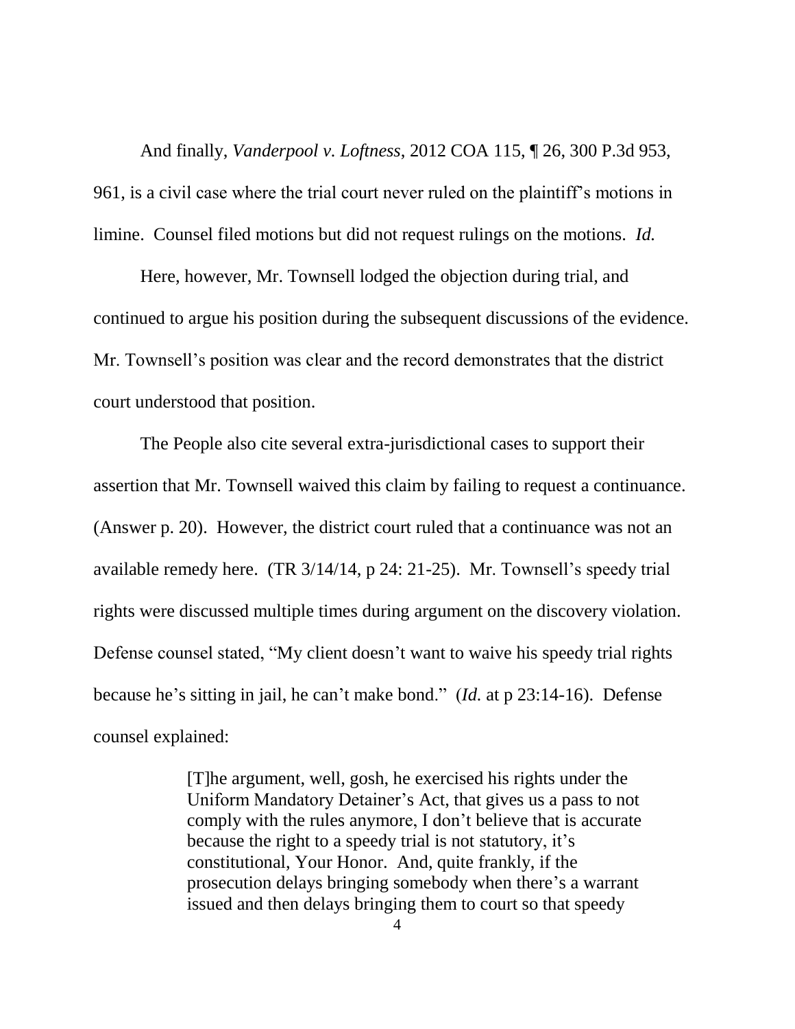And finally, *Vanderpool v. Loftness*, 2012 COA 115, ¶ 26, 300 P.3d 953, 961, is a civil case where the trial court never ruled on the plaintiff's motions in limine. Counsel filed motions but did not request rulings on the motions. *Id.*

Here, however, Mr. Townsell lodged the objection during trial, and continued to argue his position during the subsequent discussions of the evidence. Mr. Townsell's position was clear and the record demonstrates that the district court understood that position.

The People also cite several extra-jurisdictional cases to support their assertion that Mr. Townsell waived this claim by failing to request a continuance. (Answer p. 20). However, the district court ruled that a continuance was not an available remedy here. (TR 3/14/14, p 24: 21-25). Mr. Townsell's speedy trial rights were discussed multiple times during argument on the discovery violation. Defense counsel stated, "My client doesn't want to waive his speedy trial rights because he's sitting in jail, he can't make bond." (*Id.* at p 23:14-16). Defense counsel explained:

> [T]he argument, well, gosh, he exercised his rights under the Uniform Mandatory Detainer's Act, that gives us a pass to not comply with the rules anymore, I don't believe that is accurate because the right to a speedy trial is not statutory, it's constitutional, Your Honor. And, quite frankly, if the prosecution delays bringing somebody when there's a warrant issued and then delays bringing them to court so that speedy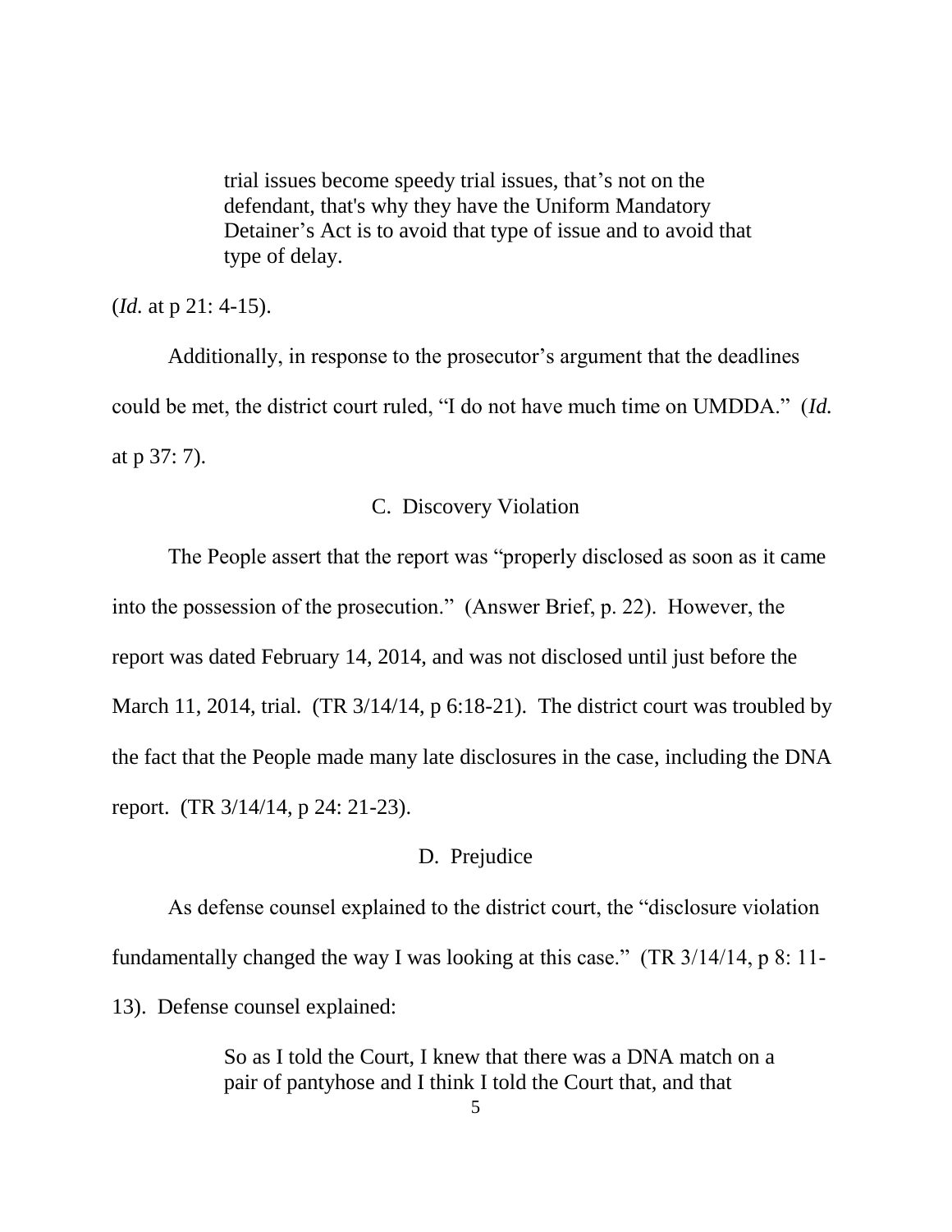> trial issues become speedy trial issues, that's not on the defendant, that's why they have the Uniform Mandatory Detainer's Act is to avoid that type of issue and to avoid that type of delay.

(*Id.* at p 21: 4-15).

Additionally, in response to the prosecutor's argument that the deadlines could be met, the district court ruled, "I do not have much time on UMDDA." (*Id.* at p 37: 7).

### C. Discovery Violation

The People assert that the report was "properly disclosed as soon as it came into the possession of the prosecution." (Answer Brief, p. 22). However, the report was dated February 14, 2014, and was not disclosed until just before the March 11, 2014, trial. (TR 3/14/14, p 6:18-21). The district court was troubled by the fact that the People made many late disclosures in the case, including the DNA report. (TR 3/14/14, p 24: 21-23).

### D. Prejudice

As defense counsel explained to the district court, the "disclosure violation fundamentally changed the way I was looking at this case." (TR 3/14/14, p 8: 11-13). Defense counsel explained:

> So as I told the Court, I knew that there was a DNA match on a pair of pantyhose and I think I told the Court that, and that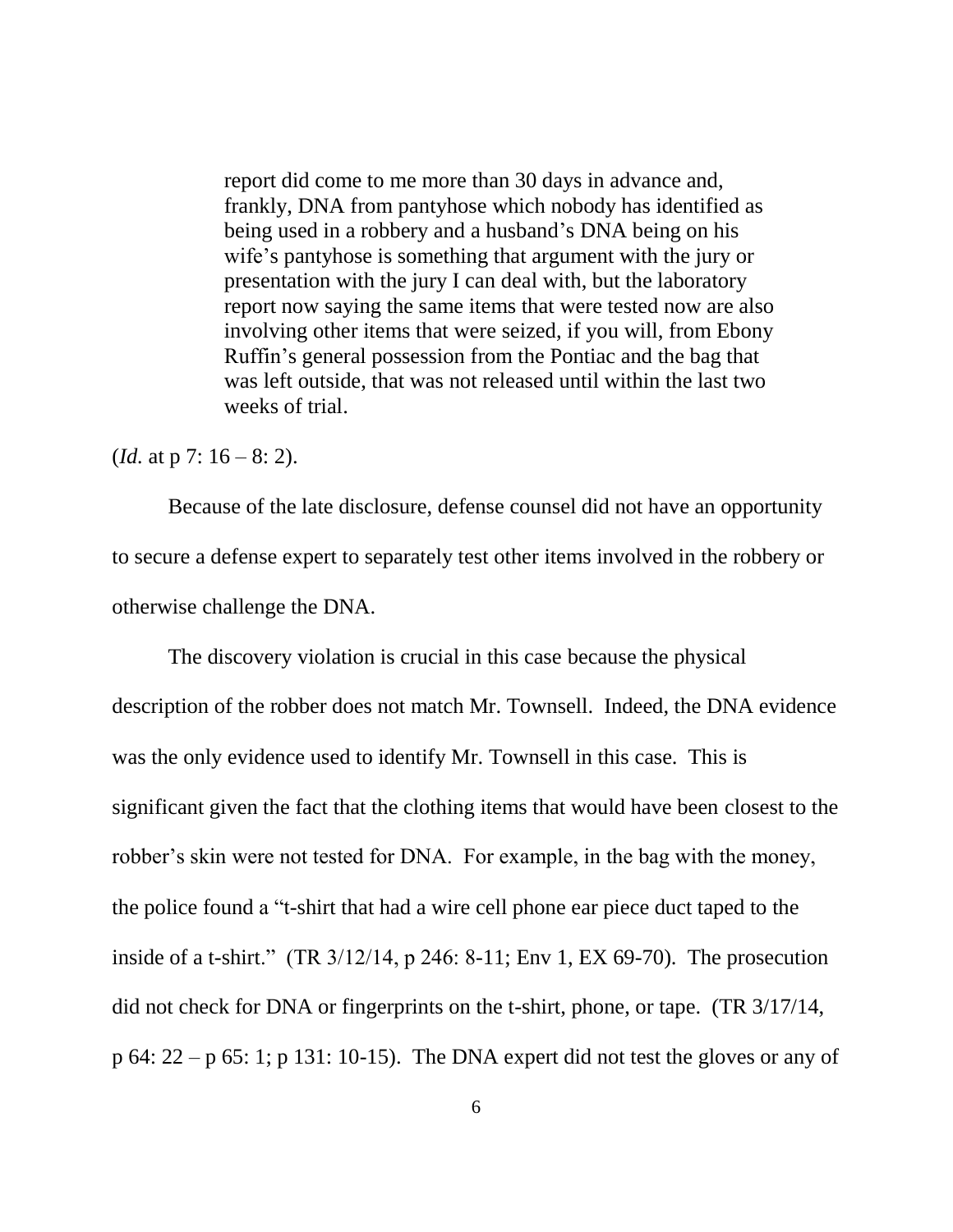> report did come to me more than 30 days in advance and, frankly, DNA from pantyhose which nobody has identified as being used in a robbery and a husband's DNA being on his wife's pantyhose is something that argument with the jury or presentation with the jury I can deal with, but the laboratory report now saying the same items that were tested now are also involving other items that were seized, if you will, from Ebony Ruffin's general possession from the Pontiac and the bag that was left outside, that was not released until within the last two weeks of trial.

(*Id.* at p 7: 16 – 8: 2).

Because of the late disclosure, defense counsel did not have an opportunity to secure a defense expert to separately test other items involved in the robbery or otherwise challenge the DNA.

The discovery violation is crucial in this case because the physical description of the robber does not match Mr. Townsell. Indeed, the DNA evidence was the only evidence used to identify Mr. Townsell in this case. This is significant given the fact that the clothing items that would have been closest to the robber's skin were not tested for DNA. For example, in the bag with the money, the police found a "t-shirt that had a wire cell phone ear piece duct taped to the inside of a t-shirt." (TR 3/12/14, p 246: 8-11; Env 1, EX 69-70). The prosecution did not check for DNA or fingerprints on the t-shirt, phone, or tape. (TR 3/17/14, p 64: 22 – p 65: 1; p 131: 10-15). The DNA expert did not test the gloves or any of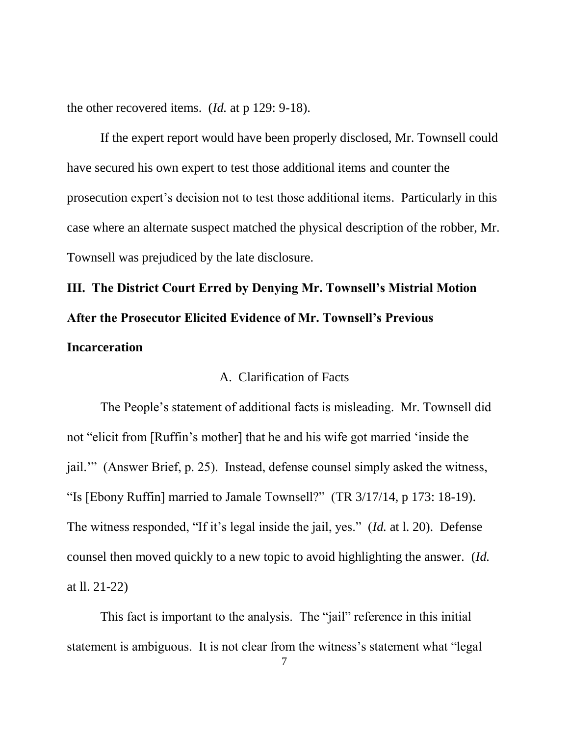the other recovered items. (*Id.* at p 129: 9-18).

If the expert report would have been properly disclosed, Mr. Townsell could have secured his own expert to test those additional items and counter the prosecution expert's decision not to test those additional items. Particularly in this case where an alternate suspect matched the physical description of the robber, Mr. Townsell was prejudiced by the late disclosure.

## III. The District Court Erred by Denying Mr. Townsell's Mistrial Motion After the Prosecutor Elicited Evidence of Mr. Townsell's Previous Incarceration

### A. Clarification of Facts

The People's statement of additional facts is misleading. Mr. Townsell did not "elicit from [Ruffin's mother] that he and his wife got married 'inside the jail.'" (Answer Brief, p. 25). Instead, defense counsel simply asked the witness, "Is [Ebony Ruffin] married to Jamale Townsell?" (TR 3/17/14, p 173: 18-19). The witness responded, "If it's legal inside the jail, yes." (*Id.* at l. 20). Defense counsel then moved quickly to a new topic to avoid highlighting the answer. (*Id.* at ll. 21-22)

This fact is important to the analysis. The "jail" reference in this initial statement is ambiguous. It is not clear from the witness's statement what "legal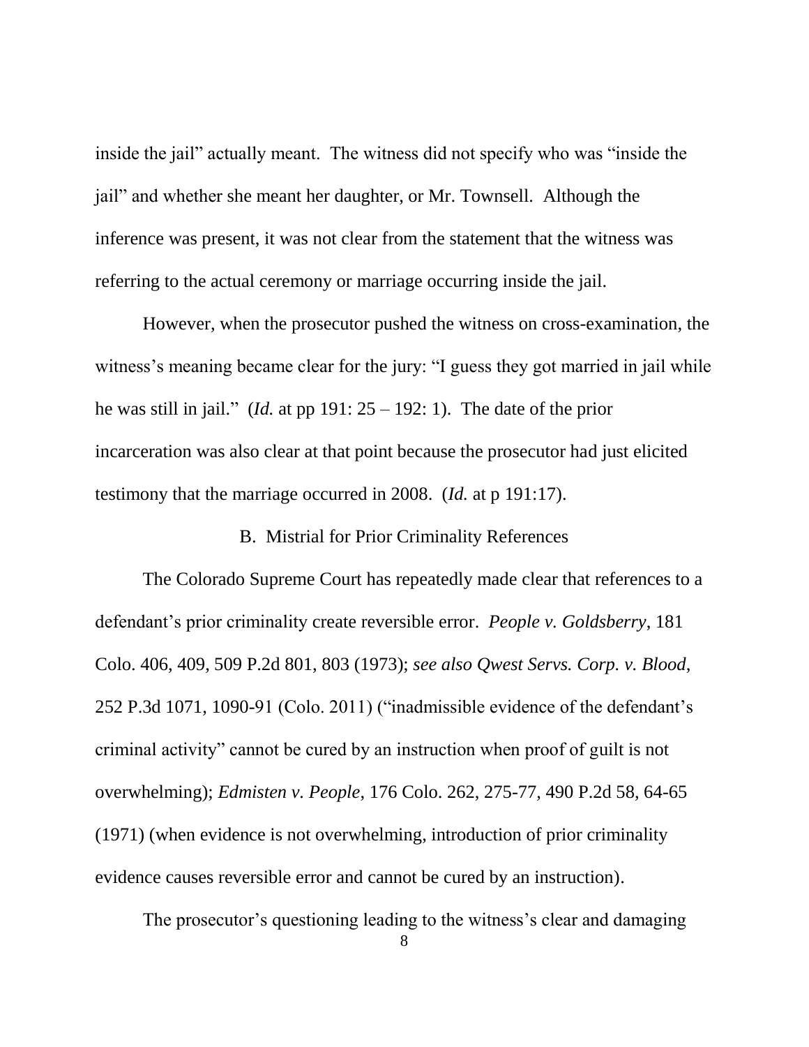inside the jail" actually meant. The witness did not specify who was "inside the jail" and whether she meant her daughter, or Mr. Townsell. Although the inference was present, it was not clear from the statement that the witness was referring to the actual ceremony or marriage occurring inside the jail.

However, when the prosecutor pushed the witness on cross-examination, the witness's meaning became clear for the jury: "I guess they got married in jail while he was still in jail." (*Id.* at pp 191: 25 – 192: 1). The date of the prior incarceration was also clear at that point because the prosecutor had just elicited testimony that the marriage occurred in 2008. (*Id.* at p 191:17).

### B. Mistrial for Prior Criminality References

The Colorado Supreme Court has repeatedly made clear that references to a defendant's prior criminality create reversible error. *People v. Goldsberry*, 181 Colo. 406, 409, 509 P.2d 801, 803 (1973); *see also Qwest Servs. Corp. v. Blood*, 252 P.3d 1071, 1090-91 (Colo. 2011) ("inadmissible evidence of the defendant's criminal activity" cannot be cured by an instruction when proof of guilt is not overwhelming); *Edmisten v. People*, 176 Colo. 262, 275-77, 490 P.2d 58, 64-65 (1971) (when evidence is not overwhelming, introduction of prior criminality evidence causes reversible error and cannot be cured by an instruction).

The prosecutor's questioning leading to the witness's clear and damaging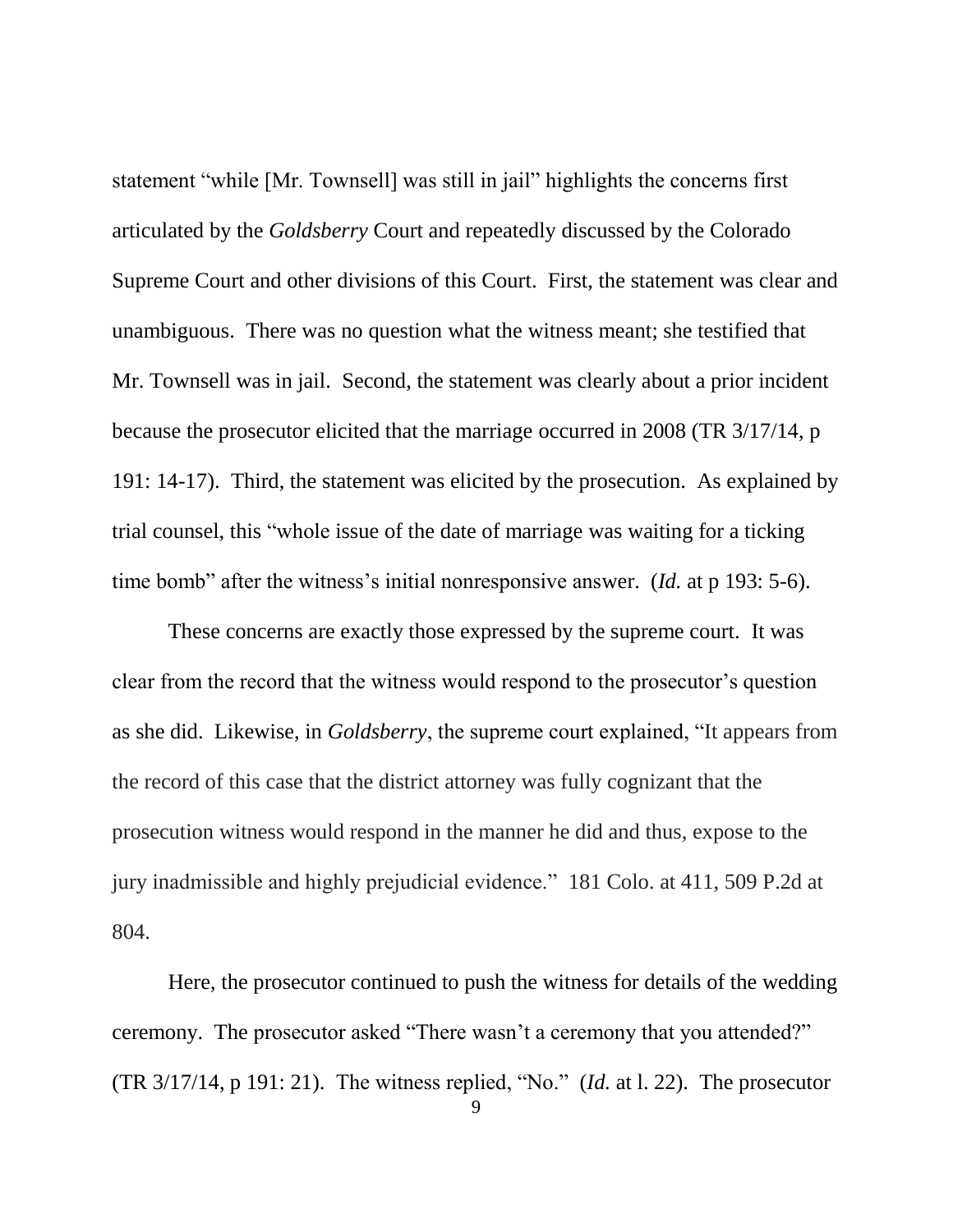statement "while [Mr. Townsell] was still in jail" highlights the concerns first articulated by the *Goldsberry* Court and repeatedly discussed by the Colorado Supreme Court and other divisions of this Court. First, the statement was clear and unambiguous. There was no question what the witness meant; she testified that Mr. Townsell was in jail. Second, the statement was clearly about a prior incident because the prosecutor elicited that the marriage occurred in 2008 (TR 3/17/14, p 191: 14-17). Third, the statement was elicited by the prosecution. As explained by trial counsel, this "whole issue of the date of marriage was waiting for a ticking time bomb" after the witness's initial nonresponsive answer. (*Id.* at p 193: 5-6).

These concerns are exactly those expressed by the supreme court. It was clear from the record that the witness would respond to the prosecutor's question as she did. Likewise, in *Goldsberry*, the supreme court explained, "It appears from the record of this case that the district attorney was fully cognizant that the prosecution witness would respond in the manner he did and thus, expose to the jury inadmissible and highly prejudicial evidence." 181 Colo. at 411, 509 P.2d at 804.

Here, the prosecutor continued to push the witness for details of the wedding ceremony. The prosecutor asked "There wasn't a ceremony that you attended?" (TR 3/17/14, p 191: 21). The witness replied, "No." (*Id.* at l. 22). The prosecutor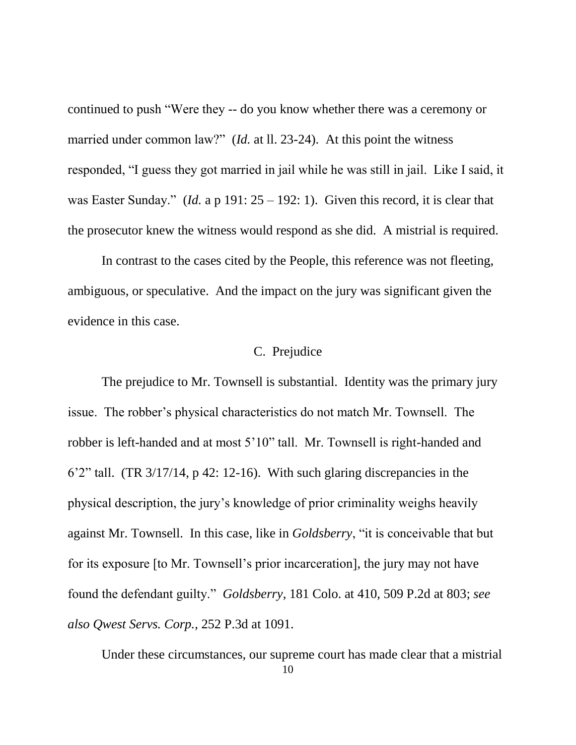continued to push "Were they -- do you know whether there was a ceremony or married under common law?" (*Id.* at ll. 23-24). At this point the witness responded, "I guess they got married in jail while he was still in jail. Like I said, it was Easter Sunday." (*Id.* a p 191: 25 – 192: 1). Given this record, it is clear that the prosecutor knew the witness would respond as she did. A mistrial is required.

In contrast to the cases cited by the People, this reference was not fleeting, ambiguous, or speculative. And the impact on the jury was significant given the evidence in this case.

### C. Prejudice

The prejudice to Mr. Townsell is substantial. Identity was the primary jury issue. The robber's physical characteristics do not match Mr. Townsell. The robber is left-handed and at most 5'10" tall. Mr. Townsell is right-handed and 6'2" tall. (TR 3/17/14, p 42: 12-16). With such glaring discrepancies in the physical description, the jury's knowledge of prior criminality weighs heavily against Mr. Townsell. In this case, like in *Goldsberry*, "it is conceivable that but for its exposure [to Mr. Townsell's prior incarceration], the jury may not have found the defendant guilty." *Goldsberry*, 181 Colo. at 410, 509 P.2d at 803; *see also Qwest Servs. Corp.*, 252 P.3d at 1091.

Under these circumstances, our supreme court has made clear that a mistrial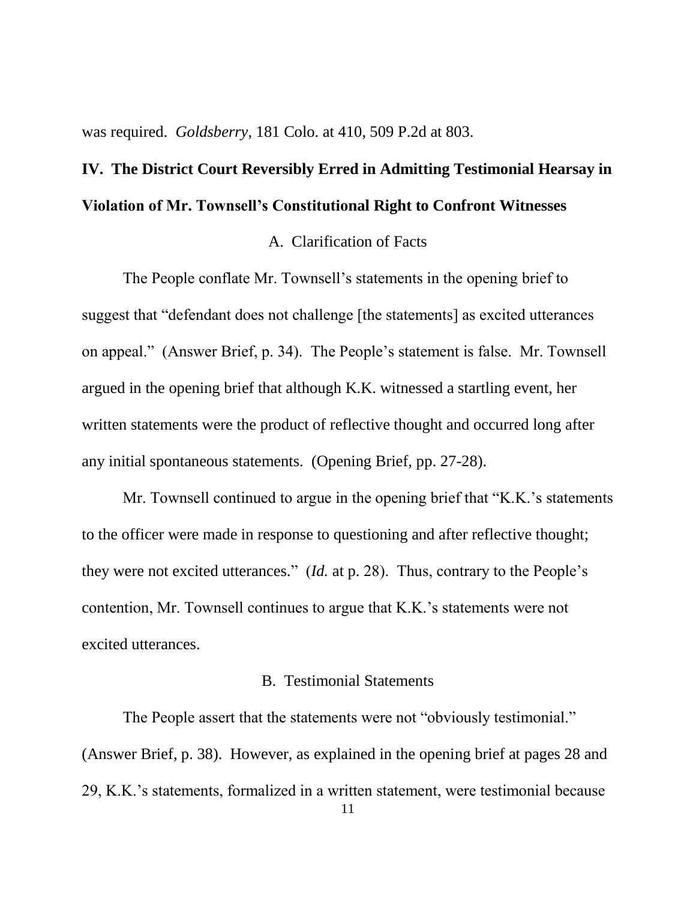was required. *Goldsberry*, 181 Colo. at 410, 509 P.2d at 803.

## IV. The District Court Reversibly Erred in Admitting Testimonial Hearsay in Violation of Mr. Townsell's Constitutional Right to Confront Witnesses

### A. Clarification of Facts

The People conflate Mr. Townsell's statements in the opening brief to suggest that "defendant does not challenge [the statements] as excited utterances on appeal." (Answer Brief, p. 34). The People's statement is false. Mr. Townsell argued in the opening brief that although K.K. witnessed a startling event, her written statements were the product of reflective thought and occurred long after any initial spontaneous statements. (Opening Brief, pp. 27-28).

Mr. Townsell continued to argue in the opening brief that "K.K.'s statements to the officer were made in response to questioning and after reflective thought; they were not excited utterances." (*Id.* at p. 28). Thus, contrary to the People's contention, Mr. Townsell continues to argue that K.K.'s statements were not excited utterances.

### B. Testimonial Statements

The People assert that the statements were not "obviously testimonial." (Answer Brief, p. 38). However, as explained in the opening brief at pages 28 and 29, K.K.'s statements, formalized in a written statement, were testimonial because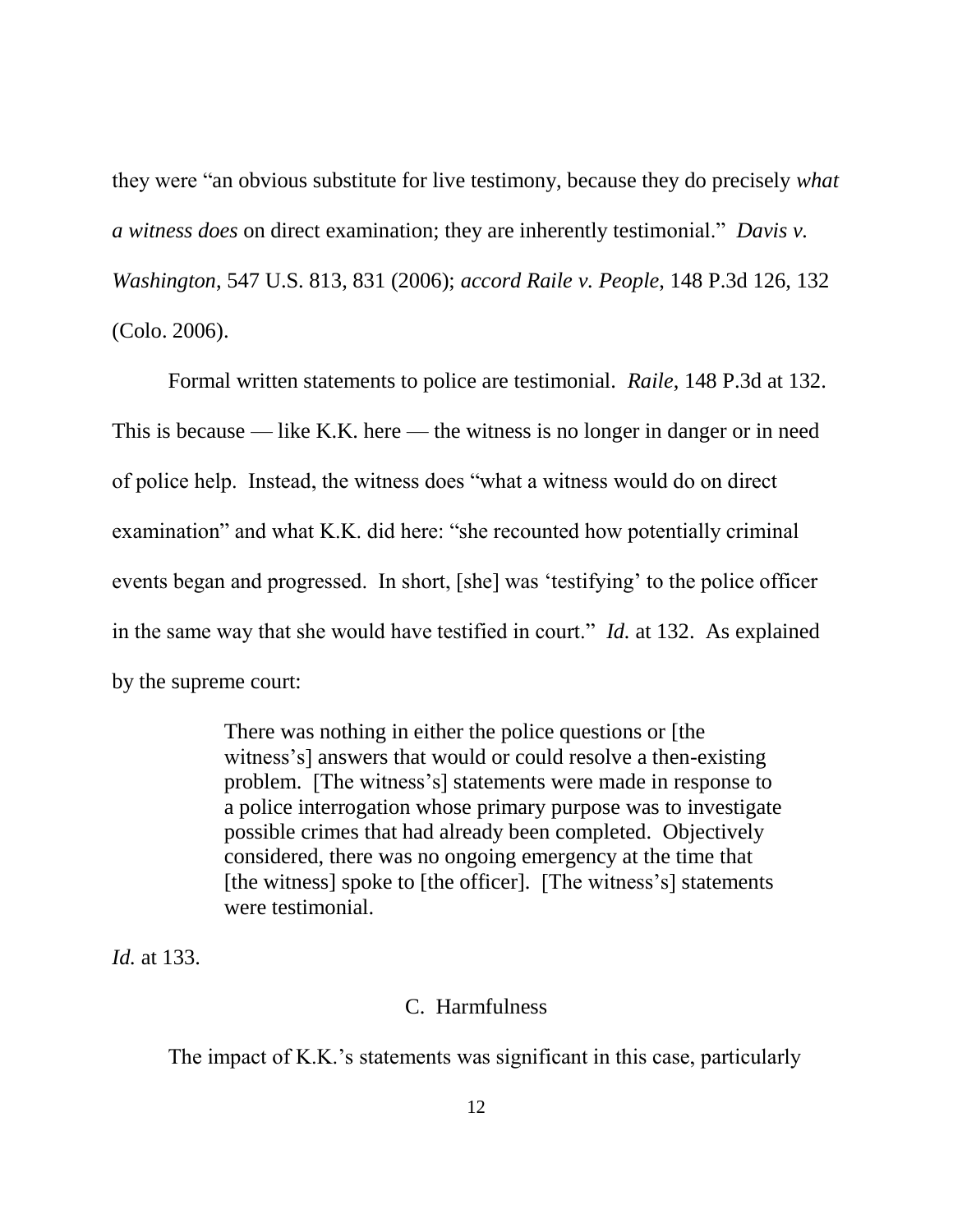they were "an obvious substitute for live testimony, because they do precisely *what a witness does* on direct examination; they are inherently testimonial." *Davis v. Washington*, 547 U.S. 813, 831 (2006); *accord Raile v. People*, 148 P.3d 126, 132 (Colo. 2006).

Formal written statements to police are testimonial. *Raile*, 148 P.3d at 132. This is because — like K.K. here — the witness is no longer in danger or in need of police help. Instead, the witness does "what a witness would do on direct examination" and what K.K. did here: "she recounted how potentially criminal events began and progressed. In short, [she] was 'testifying' to the police officer in the same way that she would have testified in court." *Id.* at 132. As explained by the supreme court:

> There was nothing in either the police questions or [the witness's] answers that would or could resolve a then-existing problem. [The witness's] statements were made in response to a police interrogation whose primary purpose was to investigate possible crimes that had already been completed. Objectively considered, there was no ongoing emergency at the time that [the witness] spoke to [the officer]. [The witness's] statements were testimonial.

*Id.* at 133.

### C. Harmfulness

The impact of K.K.'s statements was significant in this case, particularly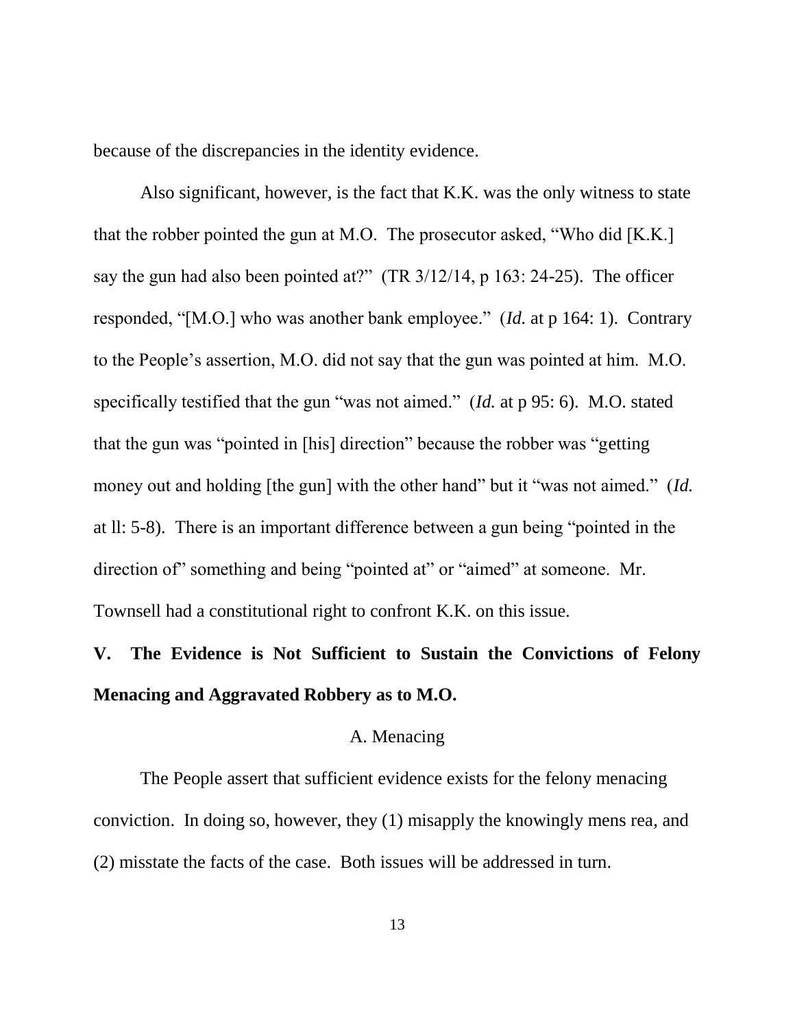because of the discrepancies in the identity evidence.

Also significant, however, is the fact that K.K. was the only witness to state that the robber pointed the gun at M.O. The prosecutor asked, "Who did [K.K.] say the gun had also been pointed at?" (TR 3/12/14, p 163: 24-25). The officer responded, "[M.O.] who was another bank employee." (*Id.* at p 164: 1). Contrary to the People's assertion, M.O. did not say that the gun was pointed at him. M.O. specifically testified that the gun "was not aimed." (*Id.* at p 95: 6). M.O. stated that the gun was "pointed in [his] direction" because the robber was "getting money out and holding [the gun] with the other hand" but it "was not aimed." (*Id.* at ll: 5-8). There is an important difference between a gun being "pointed in the direction of" something and being "pointed at" or "aimed" at someone. Mr. Townsell had a constitutional right to confront K.K. on this issue.

## V. The Evidence is Not Sufficient to Sustain the Convictions of Felony Menacing and Aggravated Robbery as to M.O.

### A. Menacing

The People assert that sufficient evidence exists for the felony menacing conviction. In doing so, however, they (1) misapply the knowingly mens rea, and (2) misstate the facts of the case. Both issues will be addressed in turn.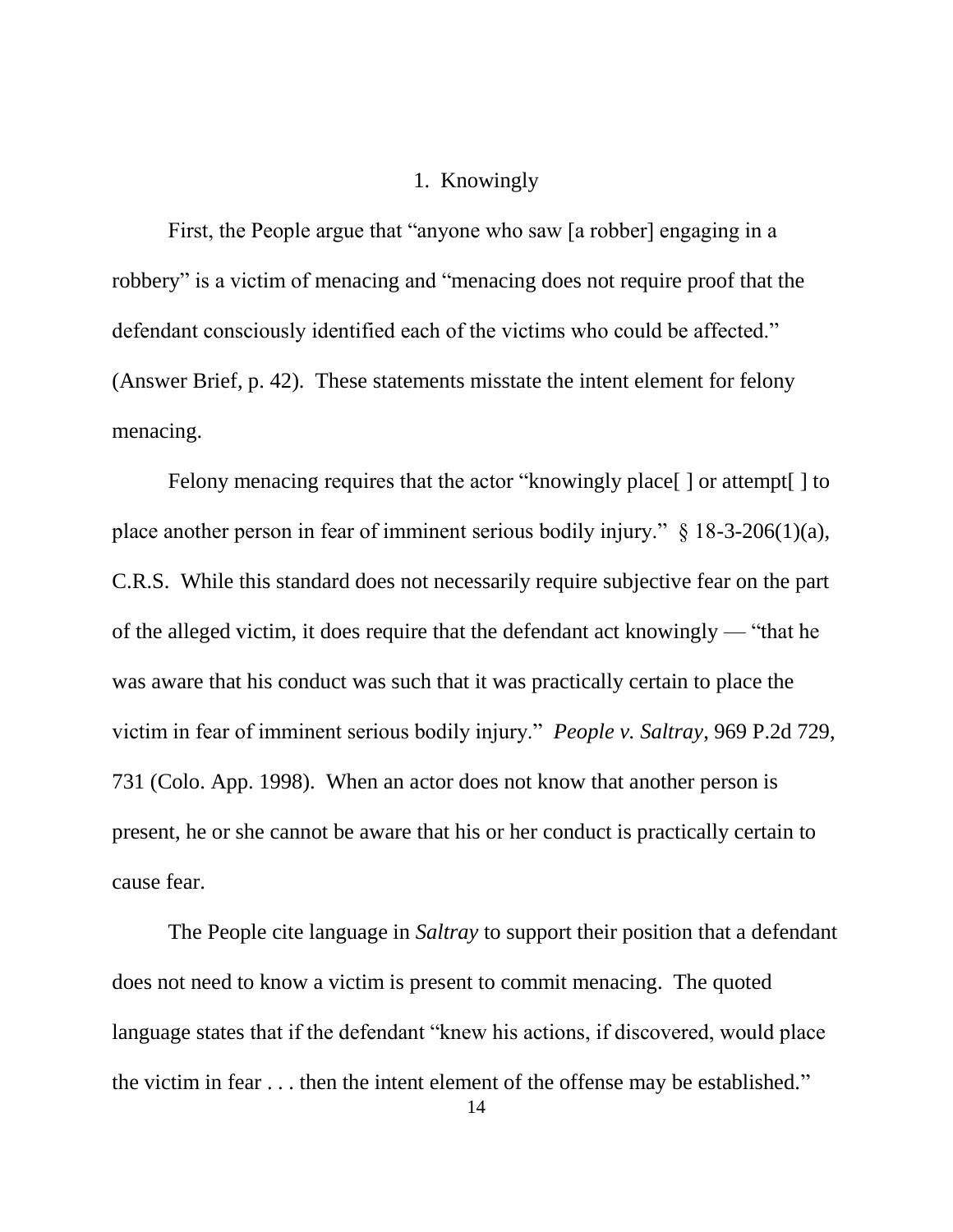### 1. Knowingly

First, the People argue that "anyone who saw [a robber] engaging in a robbery" is a victim of menacing and "menacing does not require proof that the defendant consciously identified each of the victims who could be affected." (Answer Brief, p. 42). These statements misstate the intent element for felony menacing.

Felony menacing requires that the actor "knowingly place[ ] or attempt[ ] to place another person in fear of imminent serious bodily injury." § 18-3-206(1)(a), C.R.S. While this standard does not necessarily require subjective fear on the part of the alleged victim, it does require that the defendant act knowingly — "that he was aware that his conduct was such that it was practically certain to place the victim in fear of imminent serious bodily injury." *People v. Saltray*, 969 P.2d 729, 731 (Colo. App. 1998). When an actor does not know that another person is present, he or she cannot be aware that his or her conduct is practically certain to cause fear.

The People cite language in *Saltray* to support their position that a defendant does not need to know a victim is present to commit menacing. The quoted language states that if the defendant "knew his actions, if discovered, would place the victim in fear . . . then the intent element of the offense may be established."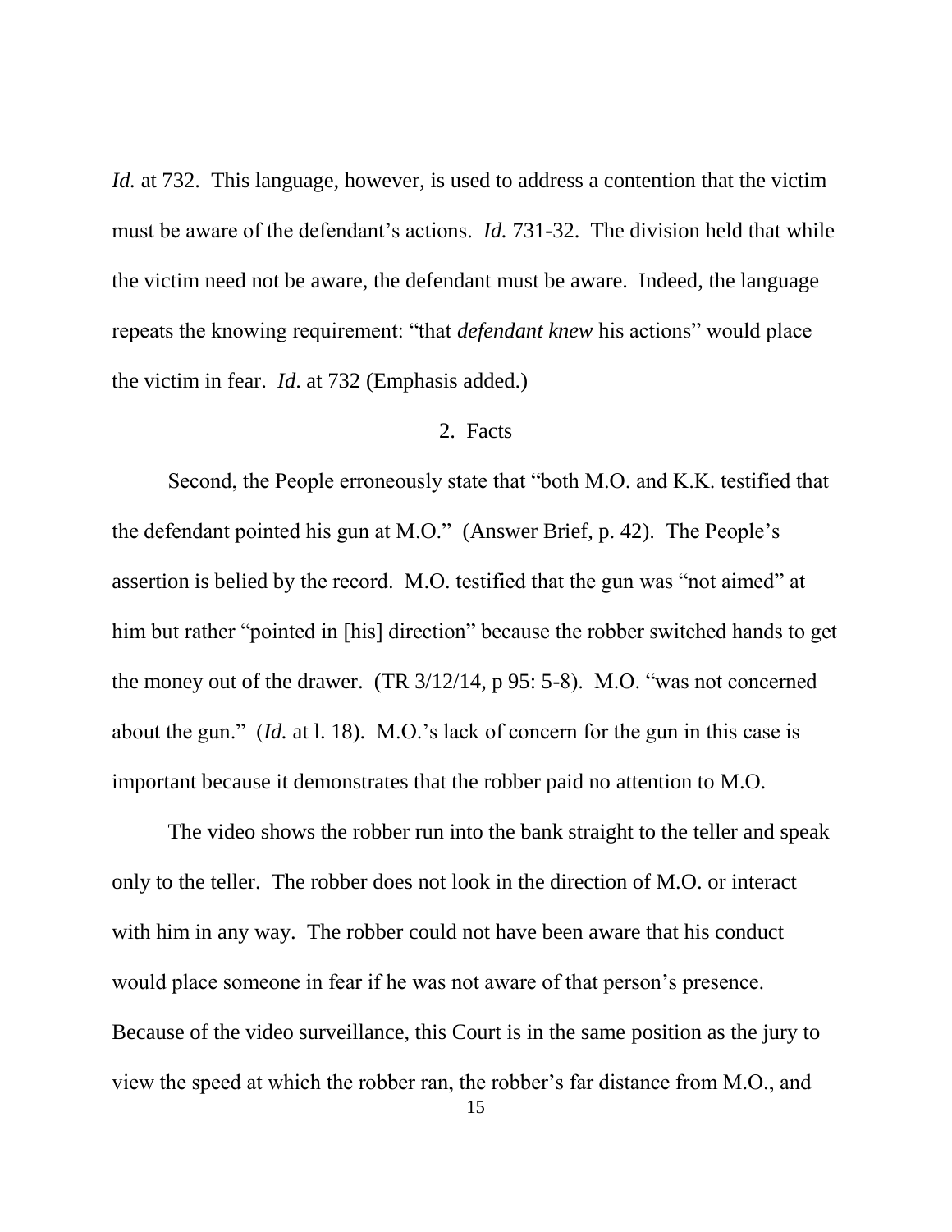*Id.* at 732. This language, however, is used to address a contention that the victim must be aware of the defendant's actions. *Id.* 731-32. The division held that while the victim need not be aware, the defendant must be aware. Indeed, the language repeats the knowing requirement: "that *defendant knew* his actions" would place the victim in fear. *Id*. at 732 (Emphasis added.)

2. Facts

Second, the People erroneously state that "both M.O. and K.K. testified that the defendant pointed his gun at M.O." (Answer Brief, p. 42). The People's assertion is belied by the record. M.O. testified that the gun was "not aimed" at him but rather "pointed in [his] direction" because the robber switched hands to get the money out of the drawer. (TR 3/12/14, p 95: 5-8). M.O. "was not concerned about the gun." (*Id.* at l. 18). M.O.'s lack of concern for the gun in this case is important because it demonstrates that the robber paid no attention to M.O.

The video shows the robber run into the bank straight to the teller and speak only to the teller. The robber does not look in the direction of M.O. or interact with him in any way. The robber could not have been aware that his conduct would place someone in fear if he was not aware of that person's presence. Because of the video surveillance, this Court is in the same position as the jury to view the speed at which the robber ran, the robber's far distance from M.O., and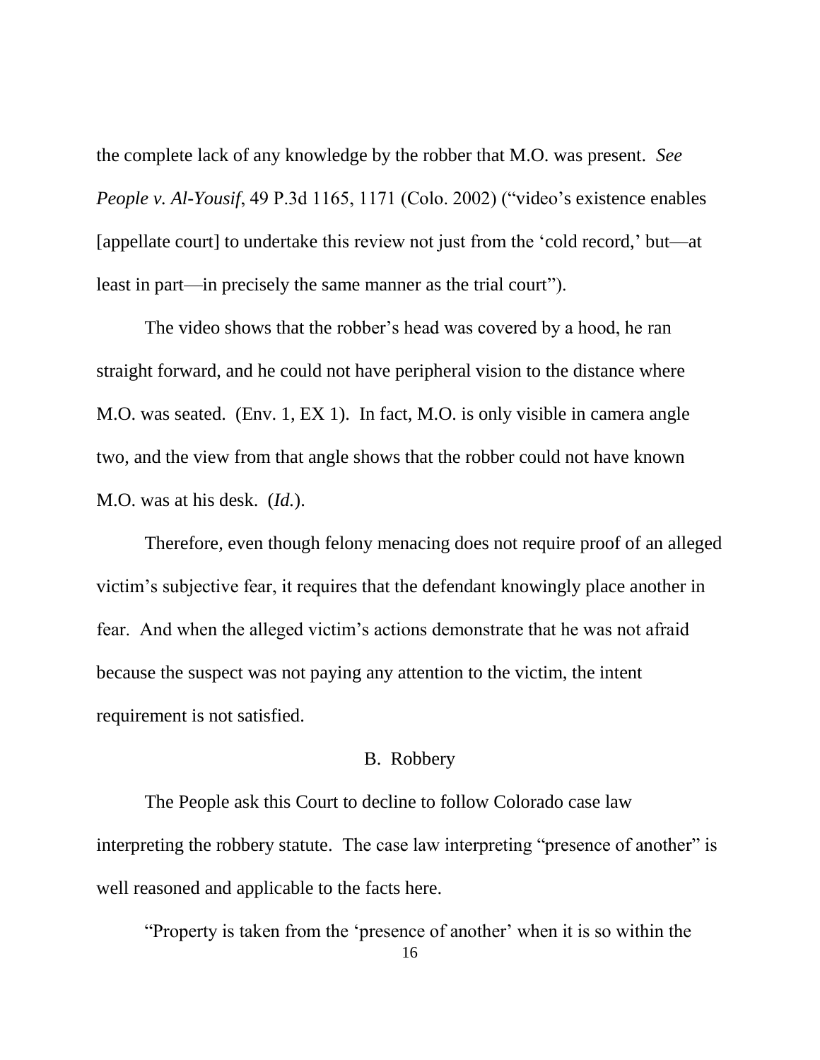the complete lack of any knowledge by the robber that M.O. was present. *See People v. Al-Yousif*, 49 P.3d 1165, 1171 (Colo. 2002) ("video's existence enables [appellate court] to undertake this review not just from the 'cold record,' but—at least in part—in precisely the same manner as the trial court").

The video shows that the robber's head was covered by a hood, he ran straight forward, and he could not have peripheral vision to the distance where M.O. was seated. (Env. 1, EX 1). In fact, M.O. is only visible in camera angle two, and the view from that angle shows that the robber could not have known M.O. was at his desk. (*Id.*).

Therefore, even though felony menacing does not require proof of an alleged victim's subjective fear, it requires that the defendant knowingly place another in fear. And when the alleged victim's actions demonstrate that he was not afraid because the suspect was not paying any attention to the victim, the intent requirement is not satisfied.

### B. Robbery

The People ask this Court to decline to follow Colorado case law interpreting the robbery statute. The case law interpreting "presence of another" is well reasoned and applicable to the facts here.

"Property is taken from the 'presence of another' when it is so within the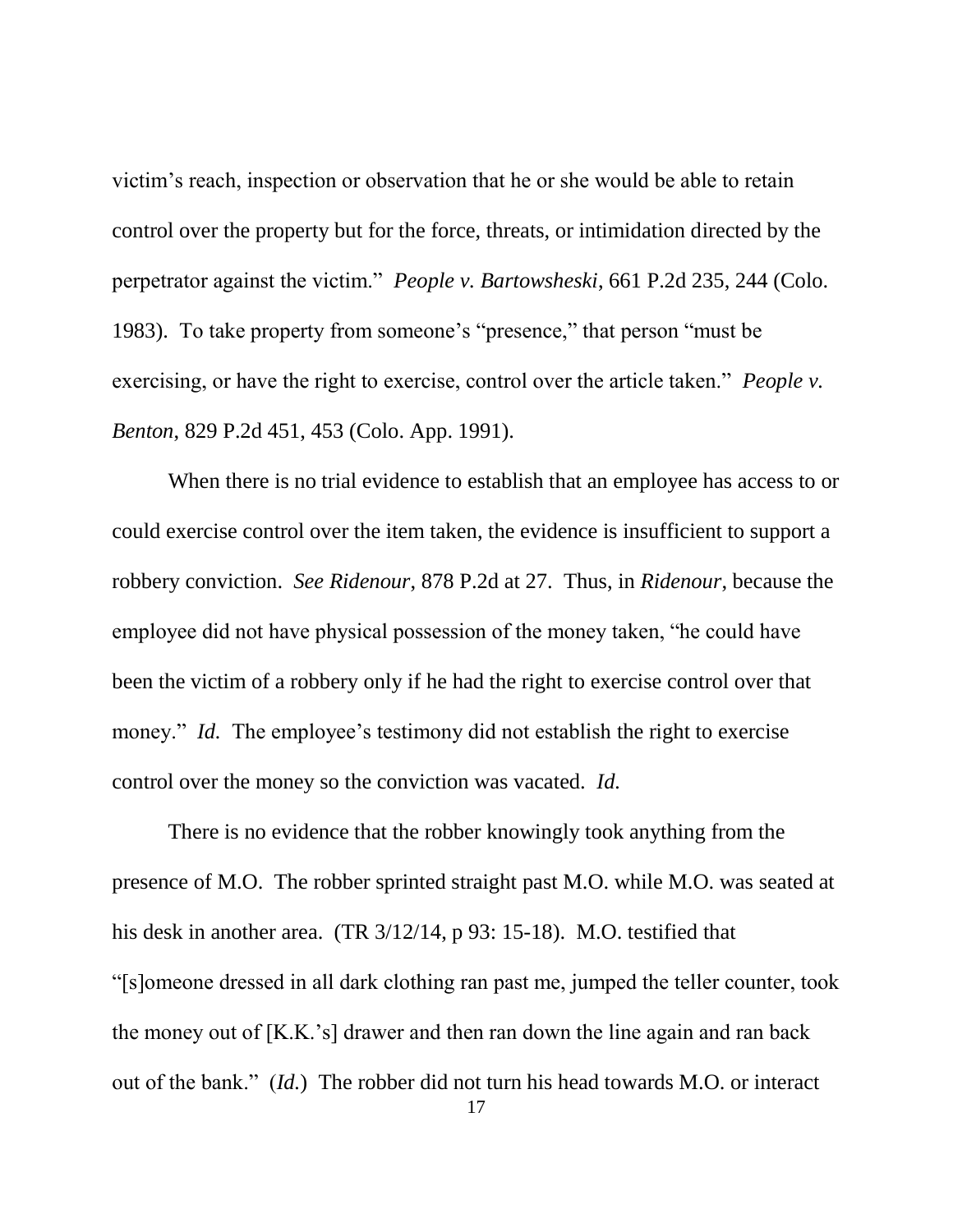victim's reach, inspection or observation that he or she would be able to retain control over the property but for the force, threats, or intimidation directed by the perpetrator against the victim." *People v. Bartowsheski*, 661 P.2d 235, 244 (Colo. 1983). To take property from someone's "presence," that person "must be exercising, or have the right to exercise, control over the article taken." *People v. Benton*, 829 P.2d 451, 453 (Colo. App. 1991).

When there is no trial evidence to establish that an employee has access to or could exercise control over the item taken, the evidence is insufficient to support a robbery conviction. *See Ridenour*, 878 P.2d at 27. Thus, in *Ridenour*, because the employee did not have physical possession of the money taken, "he could have been the victim of a robbery only if he had the right to exercise control over that money." *Id.* The employee's testimony did not establish the right to exercise control over the money so the conviction was vacated. *Id.*

There is no evidence that the robber knowingly took anything from the presence of M.O. The robber sprinted straight past M.O. while M.O. was seated at his desk in another area. (TR 3/12/14, p 93: 15-18). M.O. testified that "[s]omeone dressed in all dark clothing ran past me, jumped the teller counter, took the money out of [K.K.'s] drawer and then ran down the line again and ran back out of the bank." (*Id.*) The robber did not turn his head towards M.O. or interact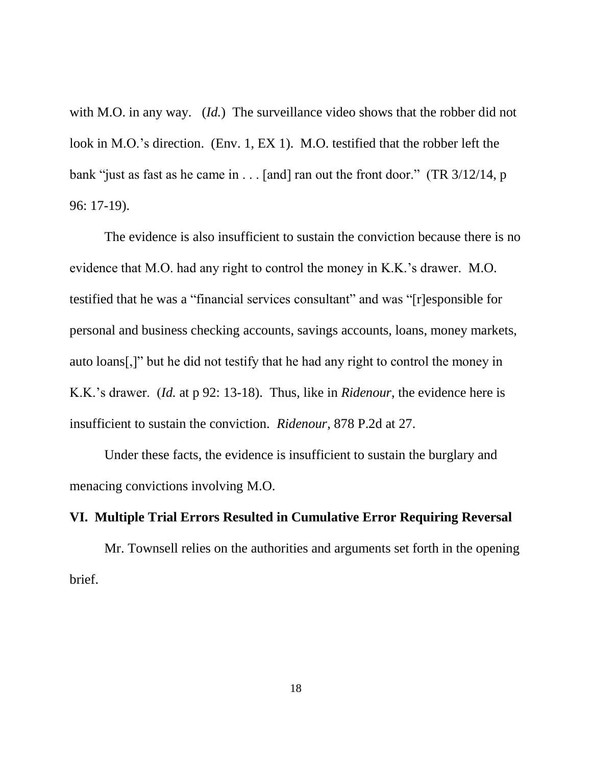with M.O. in any way. (*Id.*) The surveillance video shows that the robber did not look in M.O.'s direction. (Env. 1, EX 1). M.O. testified that the robber left the bank "just as fast as he came in . . . [and] ran out the front door." (TR 3/12/14, p 96: 17-19).

The evidence is also insufficient to sustain the conviction because there is no evidence that M.O. had any right to control the money in K.K.'s drawer. M.O. testified that he was a "financial services consultant" and was "[r]esponsible for personal and business checking accounts, savings accounts, loans, money markets, auto loans[,]" but he did not testify that he had any right to control the money in K.K.'s drawer. (*Id.* at p 92: 13-18). Thus, like in *Ridenour*, the evidence here is insufficient to sustain the conviction. *Ridenour*, 878 P.2d at 27.

Under these facts, the evidence is insufficient to sustain the burglary and menacing convictions involving M.O.

## VI. Multiple Trial Errors Resulted in Cumulative Error Requiring Reversal

Mr. Townsell relies on the authorities and arguments set forth in the opening brief.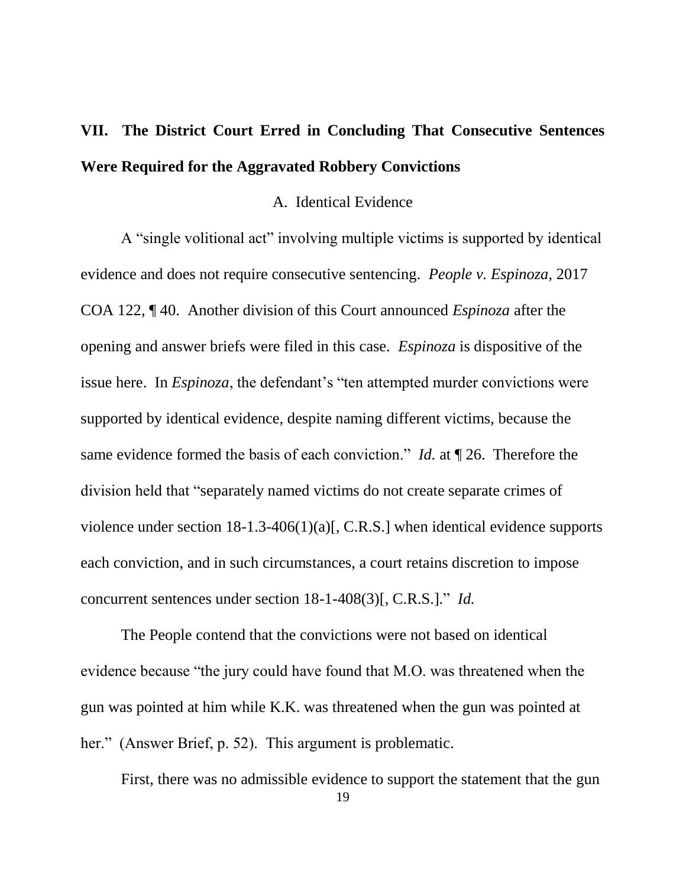## VII. The District Court Erred in Concluding That Consecutive Sentences Were Required for the Aggravated Robbery Convictions

### A. Identical Evidence

A "single volitional act" involving multiple victims is supported by identical evidence and does not require consecutive sentencing. *People v. Espinoza*, 2017 COA 122, ¶ 40. Another division of this Court announced *Espinoza* after the opening and answer briefs were filed in this case. *Espinoza* is dispositive of the issue here. In *Espinoza*, the defendant's "ten attempted murder convictions were supported by identical evidence, despite naming different victims, because the same evidence formed the basis of each conviction." *Id.* at ¶ 26. Therefore the division held that "separately named victims do not create separate crimes of violence under section 18-1.3-406(1)(a)[, C.R.S.] when identical evidence supports each conviction, and in such circumstances, a court retains discretion to impose concurrent sentences under section 18-1-408(3)[, C.R.S.]." *Id.*

The People contend that the convictions were not based on identical evidence because "the jury could have found that M.O. was threatened when the gun was pointed at him while K.K. was threatened when the gun was pointed at her." (Answer Brief, p. 52). This argument is problematic.

First, there was no admissible evidence to support the statement that the gun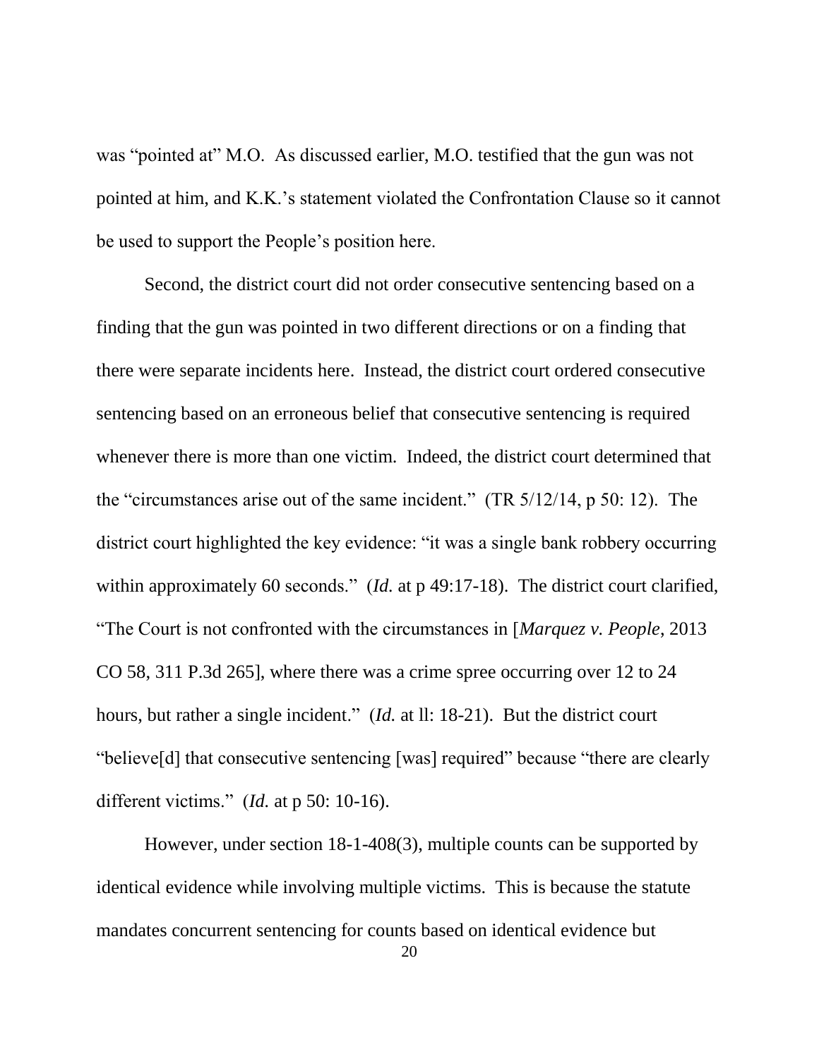was "pointed at" M.O. As discussed earlier, M.O. testified that the gun was not pointed at him, and K.K.'s statement violated the Confrontation Clause so it cannot be used to support the People's position here.

Second, the district court did not order consecutive sentencing based on a finding that the gun was pointed in two different directions or on a finding that there were separate incidents here. Instead, the district court ordered consecutive sentencing based on an erroneous belief that consecutive sentencing is required whenever there is more than one victim. Indeed, the district court determined that the "circumstances arise out of the same incident." (TR 5/12/14, p 50: 12). The district court highlighted the key evidence: "it was a single bank robbery occurring within approximately 60 seconds." (*Id.* at p 49:17-18). The district court clarified, "The Court is not confronted with the circumstances in [*Marquez v. People*, 2013 CO 58, 311 P.3d 265], where there was a crime spree occurring over 12 to 24 hours, but rather a single incident." (*Id.* at ll: 18-21). But the district court "believe[d] that consecutive sentencing [was] required" because "there are clearly different victims." (*Id.* at p 50: 10-16).

However, under section 18-1-408(3), multiple counts can be supported by identical evidence while involving multiple victims. This is because the statute mandates concurrent sentencing for counts based on identical evidence but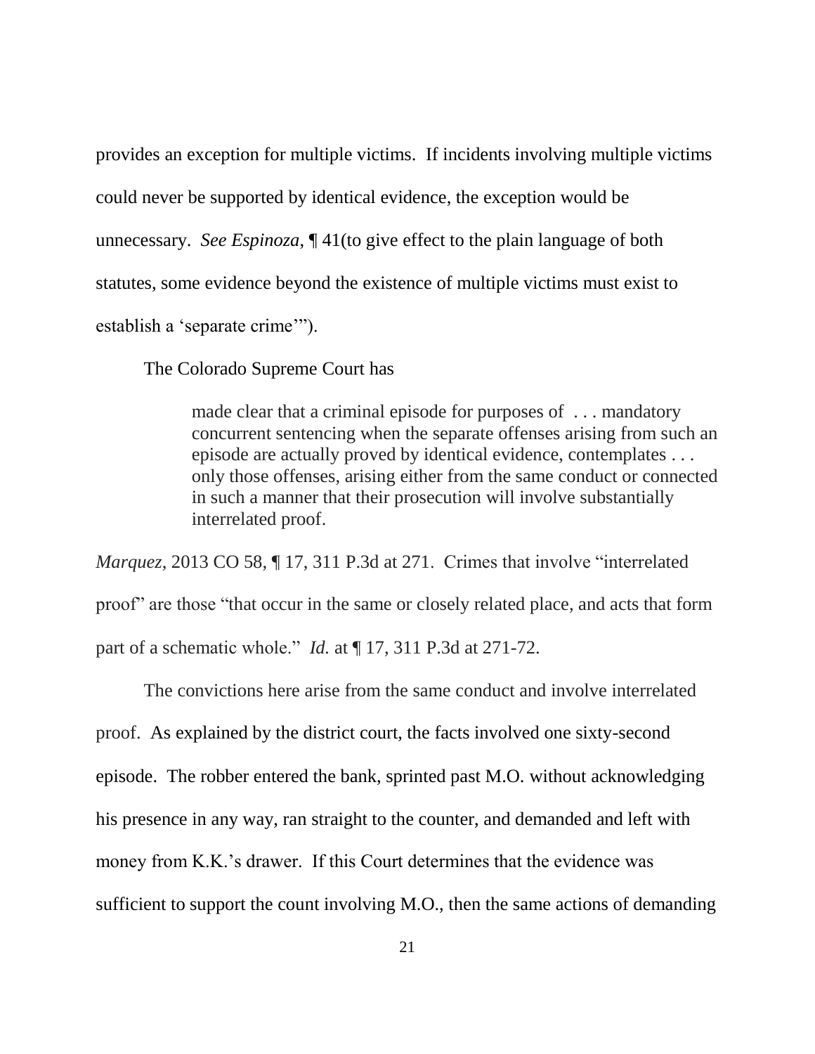provides an exception for multiple victims. If incidents involving multiple victims could never be supported by identical evidence, the exception would be unnecessary. *See Espinoza,* ¶ 41(to give effect to the plain language of both statutes, some evidence beyond the existence of multiple victims must exist to establish a 'separate crime'").

The Colorado Supreme Court has

> made clear that a criminal episode for purposes of . . . mandatory concurrent sentencing when the separate offenses arising from such an episode are actually proved by identical evidence, contemplates . . . only those offenses, arising either from the same conduct or connected in such a manner that their prosecution will involve substantially interrelated proof.

*Marquez*, 2013 CO 58, ¶ 17, 311 P.3d at 271. Crimes that involve "interrelated proof" are those "that occur in the same or closely related place, and acts that form part of a schematic whole." *Id.* at ¶ 17, 311 P.3d at 271-72.

The convictions here arise from the same conduct and involve interrelated proof. As explained by the district court, the facts involved one sixty-second episode. The robber entered the bank, sprinted past M.O. without acknowledging his presence in any way, ran straight to the counter, and demanded and left with money from K.K.'s drawer. If this Court determines that the evidence was sufficient to support the count involving M.O., then the same actions of demanding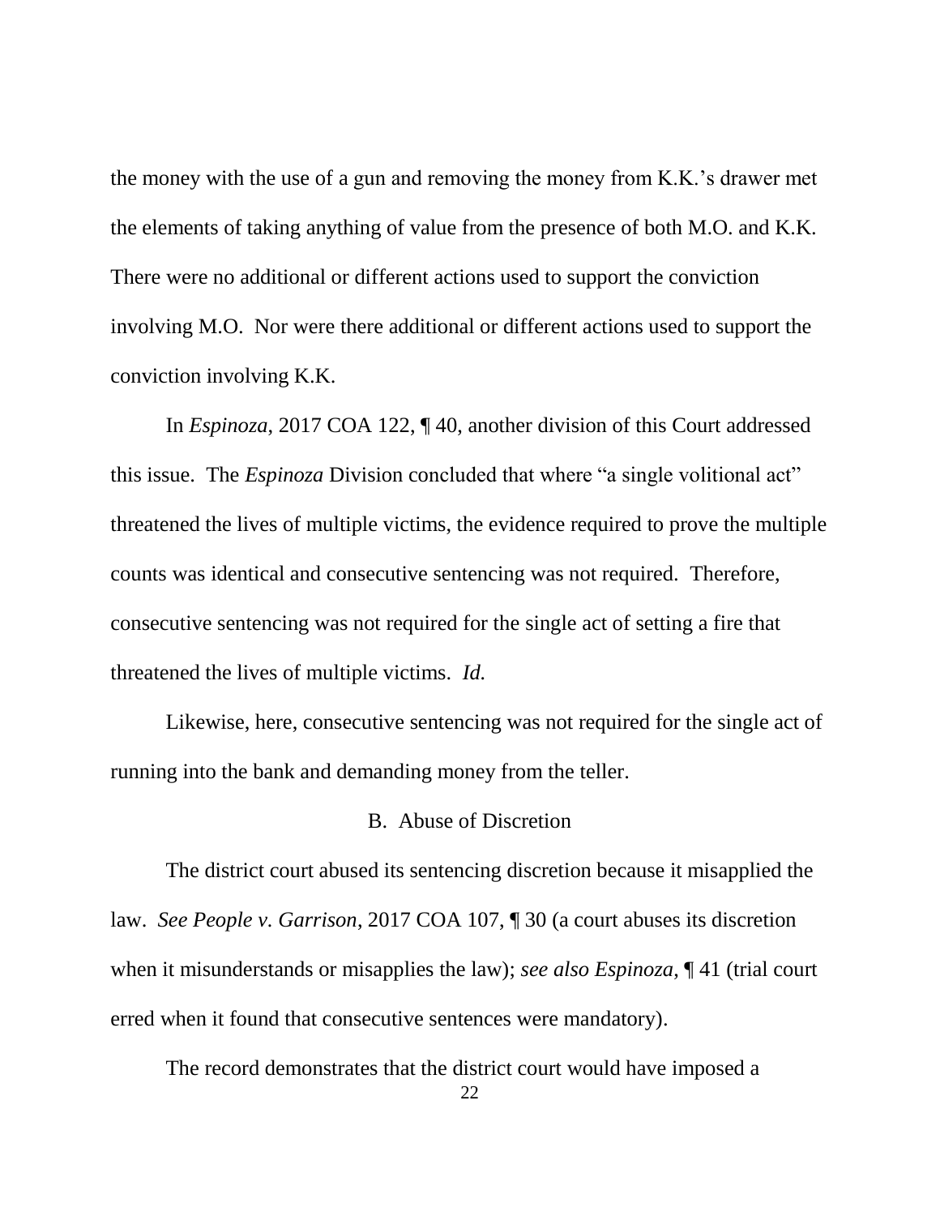the money with the use of a gun and removing the money from K.K.'s drawer met the elements of taking anything of value from the presence of both M.O. and K.K. There were no additional or different actions used to support the conviction involving M.O. Nor were there additional or different actions used to support the conviction involving K.K.

In *Espinoza*, 2017 COA 122, ¶ 40, another division of this Court addressed this issue. The *Espinoza* Division concluded that where "a single volitional act" threatened the lives of multiple victims, the evidence required to prove the multiple counts was identical and consecutive sentencing was not required. Therefore, consecutive sentencing was not required for the single act of setting a fire that threatened the lives of multiple victims. *Id.*

Likewise, here, consecutive sentencing was not required for the single act of running into the bank and demanding money from the teller.

### B. Abuse of Discretion

The district court abused its sentencing discretion because it misapplied the law. *See People v. Garrison*, 2017 COA 107, ¶ 30 (a court abuses its discretion when it misunderstands or misapplies the law); *see also Espinoza*, ¶ 41 (trial court erred when it found that consecutive sentences were mandatory).

The record demonstrates that the district court would have imposed a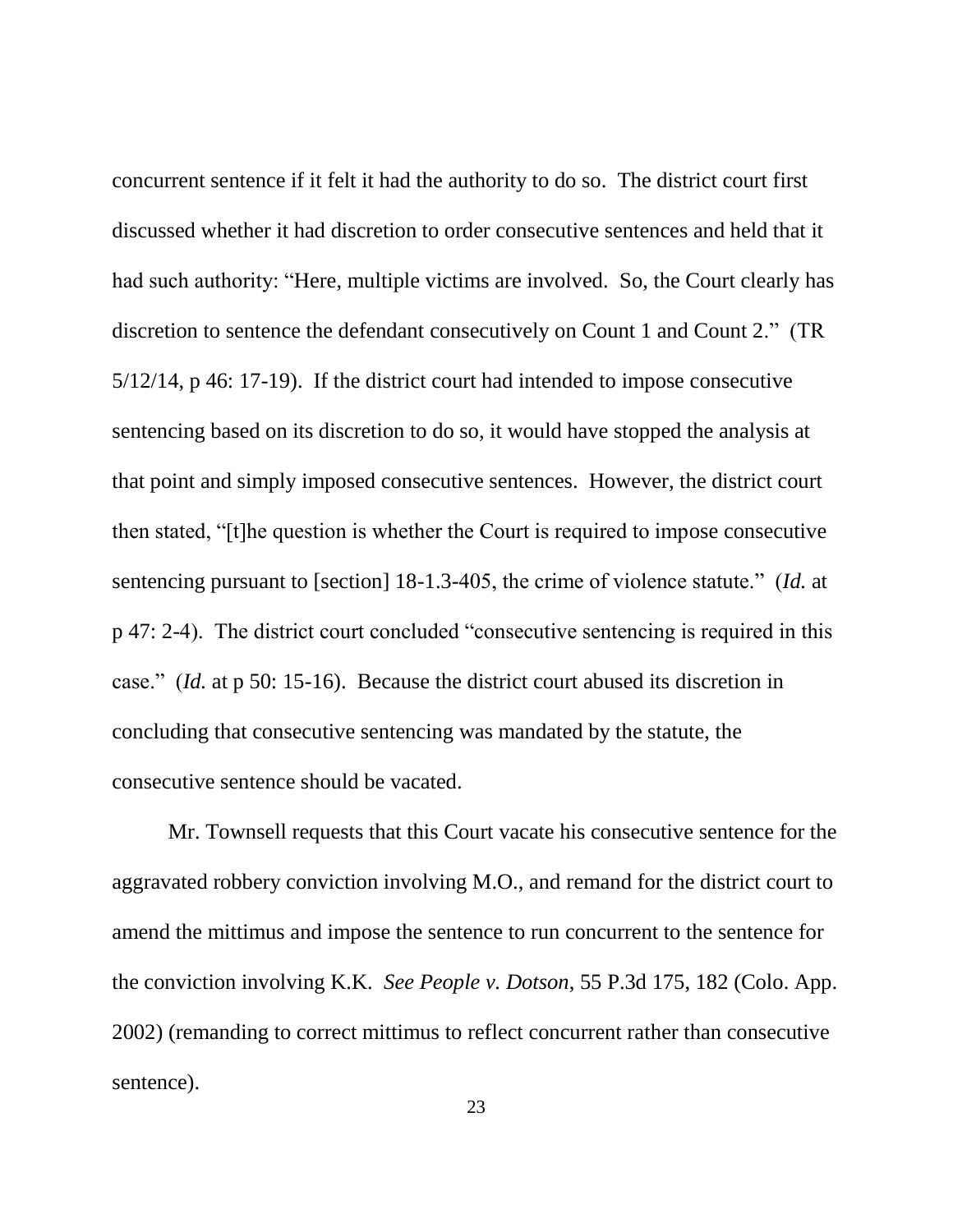concurrent sentence if it felt it had the authority to do so. The district court first discussed whether it had discretion to order consecutive sentences and held that it had such authority: "Here, multiple victims are involved. So, the Court clearly has discretion to sentence the defendant consecutively on Count 1 and Count 2." (TR 5/12/14, p 46: 17-19). If the district court had intended to impose consecutive sentencing based on its discretion to do so, it would have stopped the analysis at that point and simply imposed consecutive sentences. However, the district court then stated, "[t]he question is whether the Court is required to impose consecutive sentencing pursuant to [section] 18-1.3-405, the crime of violence statute." (*Id.* at p 47: 2-4). The district court concluded "consecutive sentencing is required in this case." (*Id.* at p 50: 15-16). Because the district court abused its discretion in concluding that consecutive sentencing was mandated by the statute, the consecutive sentence should be vacated.

Mr. Townsell requests that this Court vacate his consecutive sentence for the aggravated robbery conviction involving M.O., and remand for the district court to amend the mittimus and impose the sentence to run concurrent to the sentence for the conviction involving K.K. *See People v. Dotson*, 55 P.3d 175, 182 (Colo. App. 2002) (remanding to correct mittimus to reflect concurrent rather than consecutive sentence).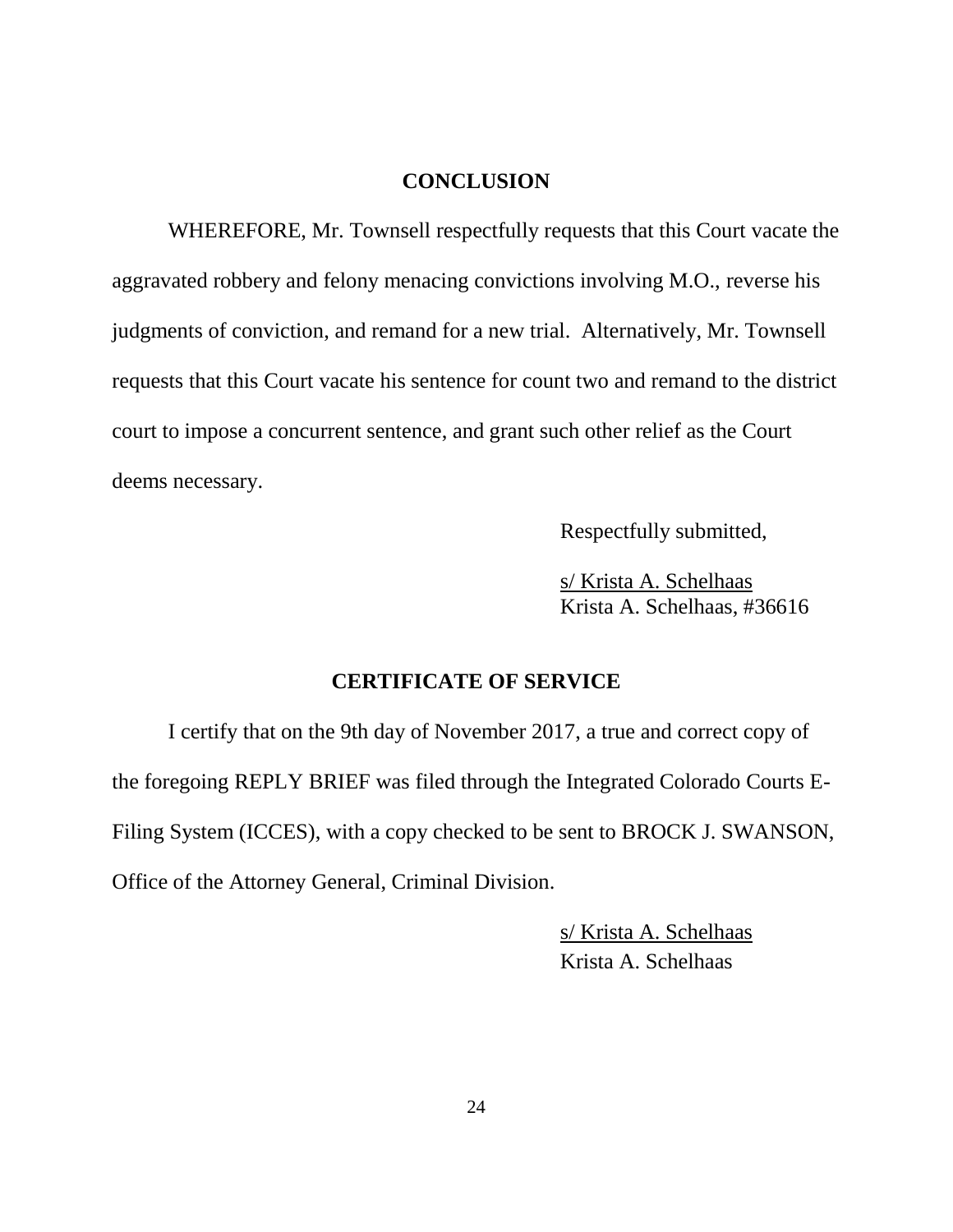## CONCLUSION

WHEREFORE, Mr. Townsell respectfully requests that this Court vacate the aggravated robbery and felony menacing convictions involving M.O., reverse his judgments of conviction, and remand for a new trial. Alternatively, Mr. Townsell requests that this Court vacate his sentence for count two and remand to the district court to impose a concurrent sentence, and grant such other relief as the Court deems necessary.

Respectfully submitted,

s/ Krista A. Schelhaas
Krista A. Schelhaas, #36616

## CERTIFICATE OF SERVICE

I certify that on the 9th day of November 2017, a true and correct copy of the foregoing REPLY BRIEF was filed through the Integrated Colorado Courts E-Filing System (ICCES), with a copy checked to be sent to BROCK J. SWANSON, Office of the Attorney General, Criminal Division.

s/ Krista A. Schelhaas
Krista A. Schelhaas